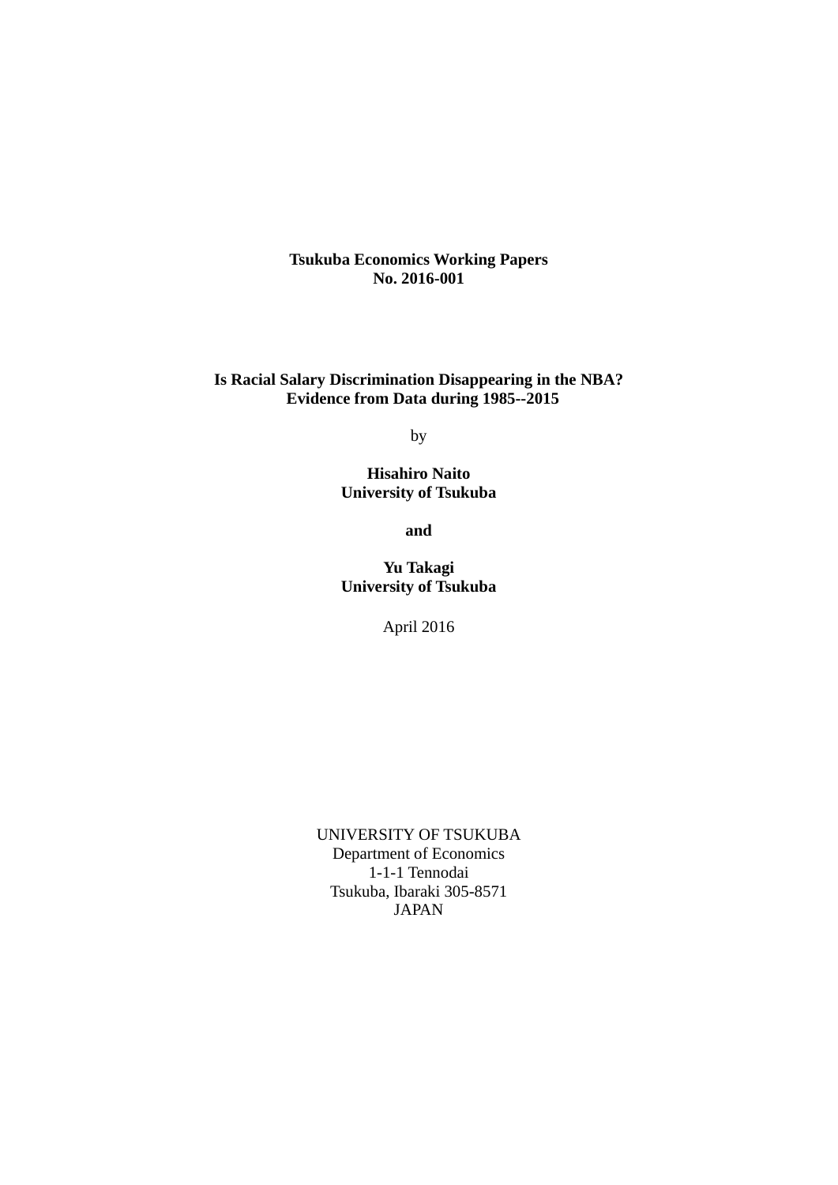**Tsukuba Economics Working Papers**
**No. 2016-001**

**Is Racial Salary Discrimination Disappearing in the NBA?**
**Evidence from Data during 1985--2015**

by

**Hisahiro Naito**
**University of Tsukuba**

**and**

**Yu Takagi**
**University of Tsukuba**

April 2016

UNIVERSITY OF TSUKUBA
Department of Economics
1-1-1 Tennodai
Tsukuba, Ibaraki 305-8571
JAPAN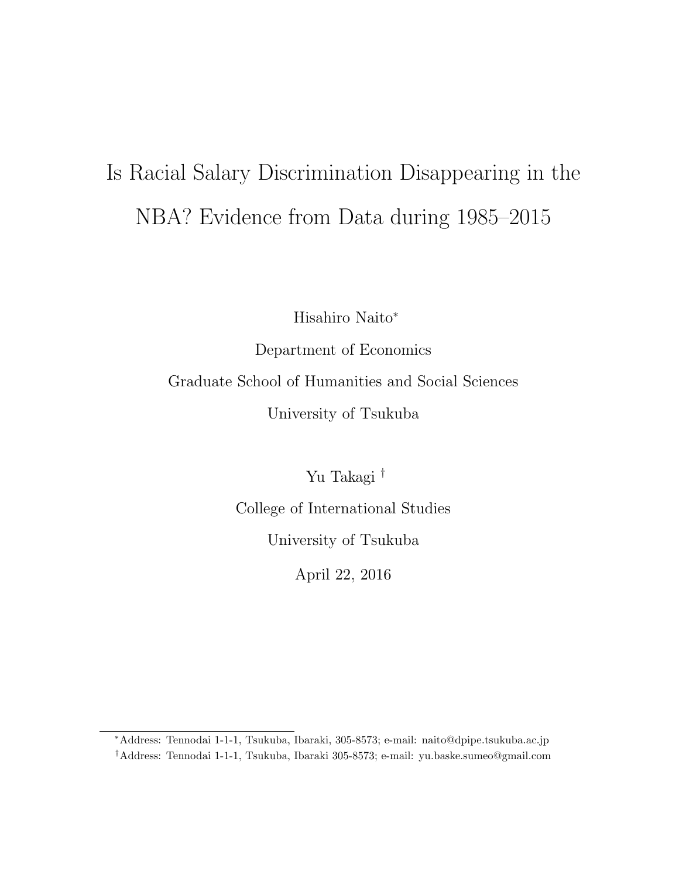# Is Racial Salary Discrimination Disappearing in the NBA? Evidence from Data during 1985–2015

Hisahiro Naito*

Department of Economics

Graduate School of Humanities and Social Sciences

University of Tsukuba

Yu Takagi †

College of International Studies

University of Tsukuba

April 22, 2016

---

*Address: Tennodai 1-1-1, Tsukuba, Ibaraki, 305-8573; e-mail: naito@dpipe.tsukuba.ac.jp

†Address: Tennodai 1-1-1, Tsukuba, Ibaraki 305-8573; e-mail: yu.baske.sumeo@gmail.com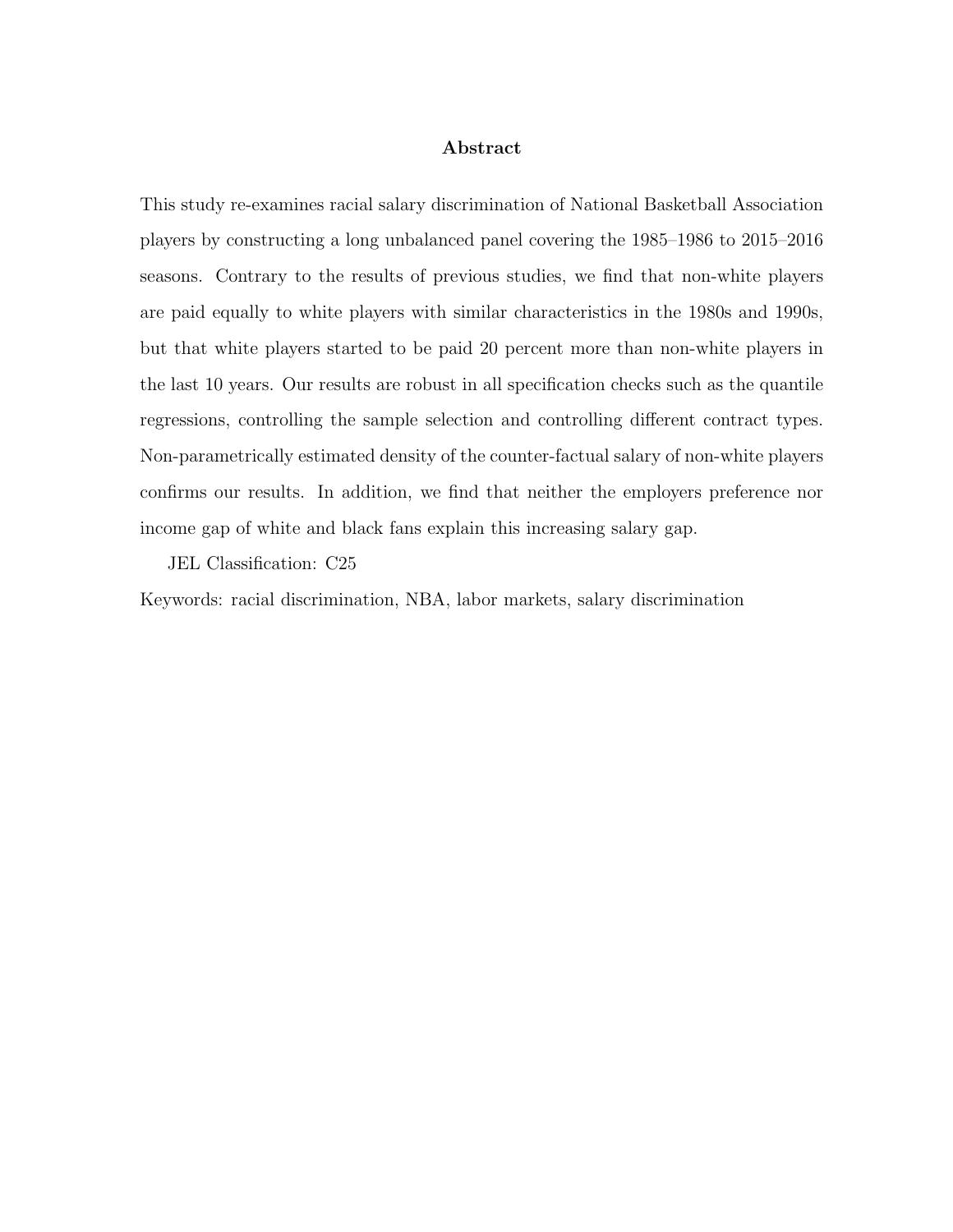## Abstract

This study re-examines racial salary discrimination of National Basketball Association players by constructing a long unbalanced panel covering the 1985–1986 to 2015–2016 seasons. Contrary to the results of previous studies, we find that non-white players are paid equally to white players with similar characteristics in the 1980s and 1990s, but that white players started to be paid 20 percent more than non-white players in the last 10 years. Our results are robust in all specification checks such as the quantile regressions, controlling the sample selection and controlling different contract types. Non-parametrically estimated density of the counter-factual salary of non-white players confirms our results. In addition, we find that neither the employers preference nor income gap of white and black fans explain this increasing salary gap.

JEL Classification: C25

Keywords: racial discrimination, NBA, labor markets, salary discrimination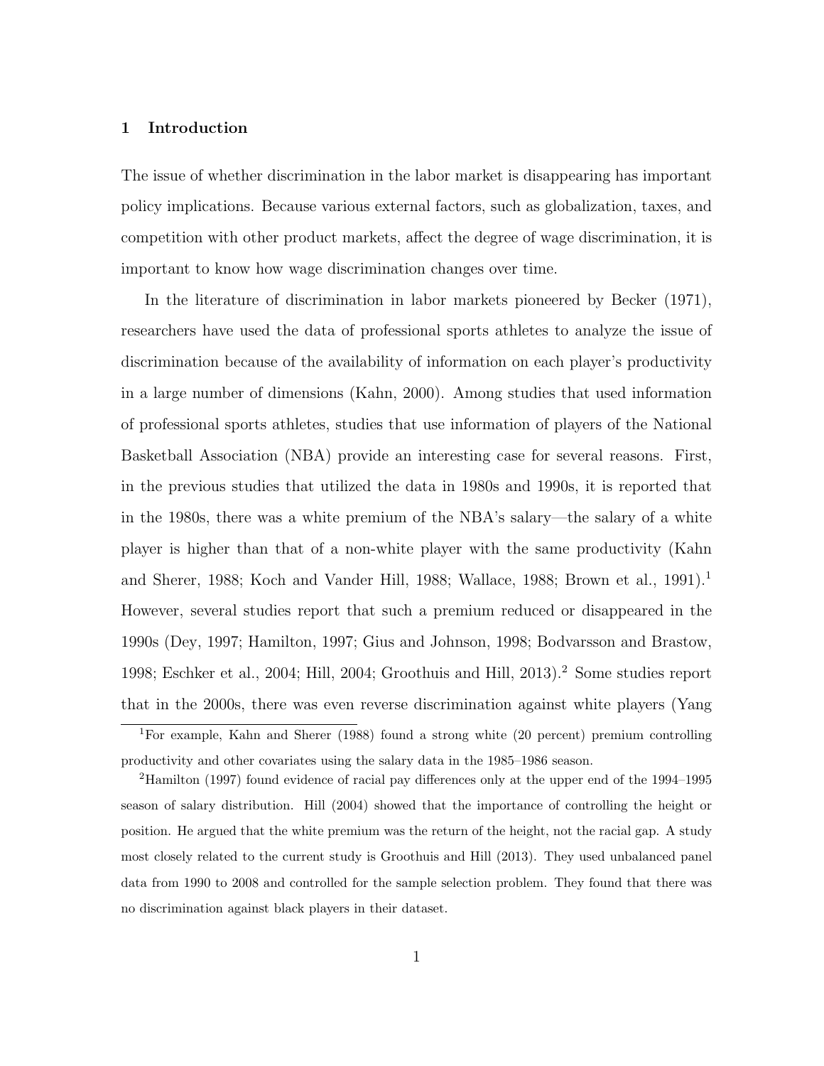## 1 Introduction

The issue of whether discrimination in the labor market is disappearing has important policy implications. Because various external factors, such as globalization, taxes, and competition with other product markets, affect the degree of wage discrimination, it is important to know how wage discrimination changes over time.

In the literature of discrimination in labor markets pioneered by Becker (1971), researchers have used the data of professional sports athletes to analyze the issue of discrimination because of the availability of information on each player's productivity in a large number of dimensions (Kahn, 2000). Among studies that used information of professional sports athletes, studies that use information of players of the National Basketball Association (NBA) provide an interesting case for several reasons. First, in the previous studies that utilized the data in 1980s and 1990s, it is reported that in the 1980s, there was a white premium of the NBA's salary—the salary of a white player is higher than that of a non-white player with the same productivity (Kahn and Sherer, 1988; Koch and Vander Hill, 1988; Wallace, 1988; Brown et al., 1991).[1] However, several studies report that such a premium reduced or disappeared in the 1990s (Dey, 1997; Hamilton, 1997; Gius and Johnson, 1998; Bodvarsson and Brastow, 1998; Eschker et al., 2004; Hill, 2004; Groothuis and Hill, 2013).[2] Some studies report that in the 2000s, there was even reverse discrimination against white players (Yang

[1] For example, Kahn and Sherer (1988) found a strong white (20 percent) premium controlling productivity and other covariates using the salary data in the 1985–1986 season.

[2] Hamilton (1997) found evidence of racial pay differences only at the upper end of the 1994–1995 season of salary distribution. Hill (2004) showed that the importance of controlling the height or position. He argued that the white premium was the return of the height, not the racial gap. A study most closely related to the current study is Groothuis and Hill (2013). They used unbalanced panel data from 1990 to 2008 and controlled for the sample selection problem. They found that there was no discrimination against black players in their dataset.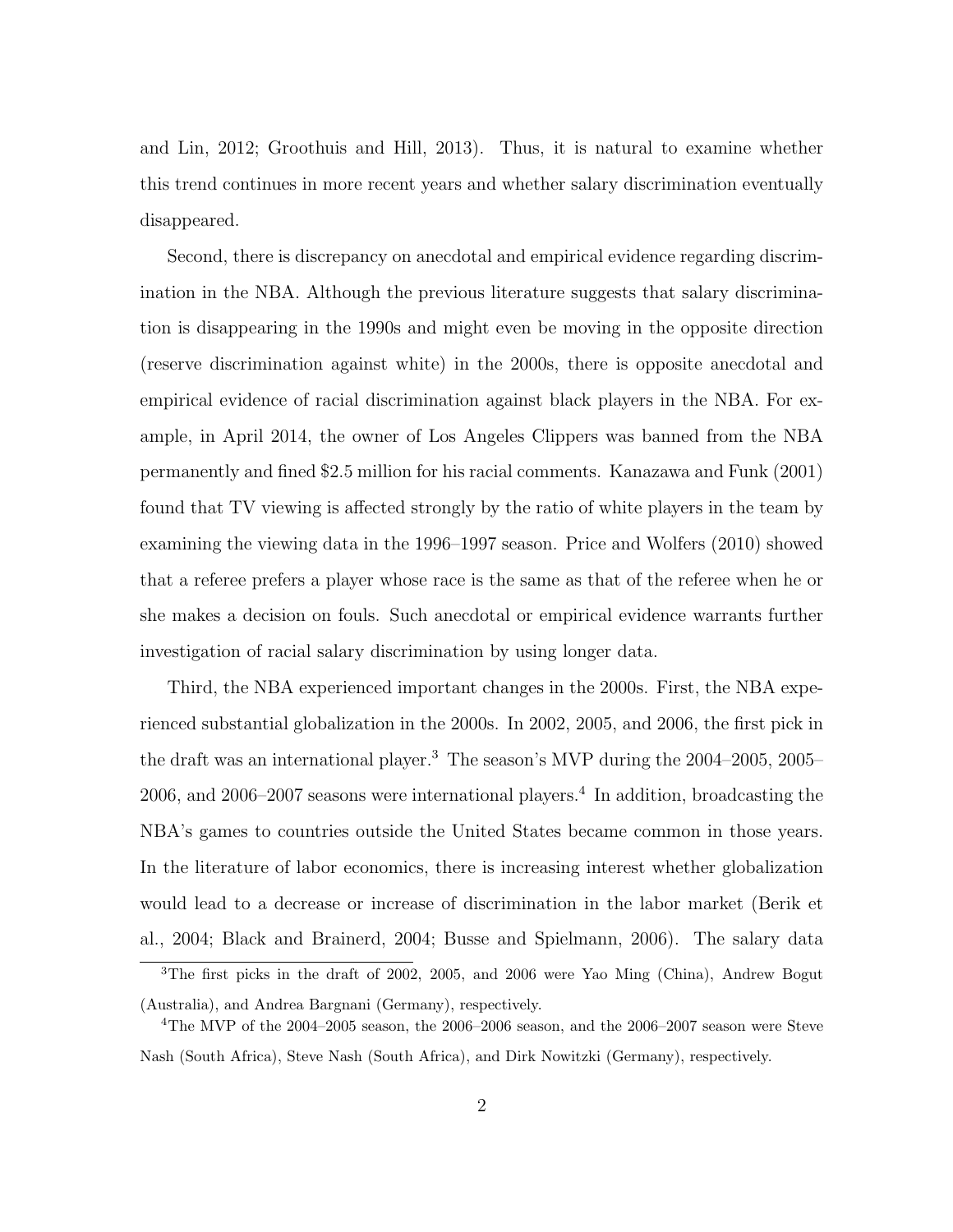and Lin, 2012; Groothuis and Hill, 2013). Thus, it is natural to examine whether this trend continues in more recent years and whether salary discrimination eventually disappeared.

Second, there is discrepancy on anecdotal and empirical evidence regarding discrimination in the NBA. Although the previous literature suggests that salary discrimination is disappearing in the 1990s and might even be moving in the opposite direction (reserve discrimination against white) in the 2000s, there is opposite anecdotal and empirical evidence of racial discrimination against black players in the NBA. For example, in April 2014, the owner of Los Angeles Clippers was banned from the NBA permanently and fined $2.5 million for his racial comments. Kanazawa and Funk (2001) found that TV viewing is affected strongly by the ratio of white players in the team by examining the viewing data in the 1996–1997 season. Price and Wolfers (2010) showed that a referee prefers a player whose race is the same as that of the referee when he or she makes a decision on fouls. Such anecdotal or empirical evidence warrants further investigation of racial salary discrimination by using longer data.

Third, the NBA experienced important changes in the 2000s. First, the NBA experienced substantial globalization in the 2000s. In 2002, 2005, and 2006, the first pick in the draft was an international player.[3] The season's MVP during the 2004–2005, 2005–2006, and 2006–2007 seasons were international players.[4] In addition, broadcasting the NBA's games to countries outside the United States became common in those years. In the literature of labor economics, there is increasing interest whether globalization would lead to a decrease or increase of discrimination in the labor market (Berik et al., 2004; Black and Brainerd, 2004; Busse and Spielmann, 2006). The salary data

[3] The first picks in the draft of 2002, 2005, and 2006 were Yao Ming (China), Andrew Bogut (Australia), and Andrea Bargnani (Germany), respectively.

[4] The MVP of the 2004–2005 season, the 2006–2006 season, and the 2006–2007 season were Steve Nash (South Africa), Steve Nash (South Africa), and Dirk Nowitzki (Germany), respectively.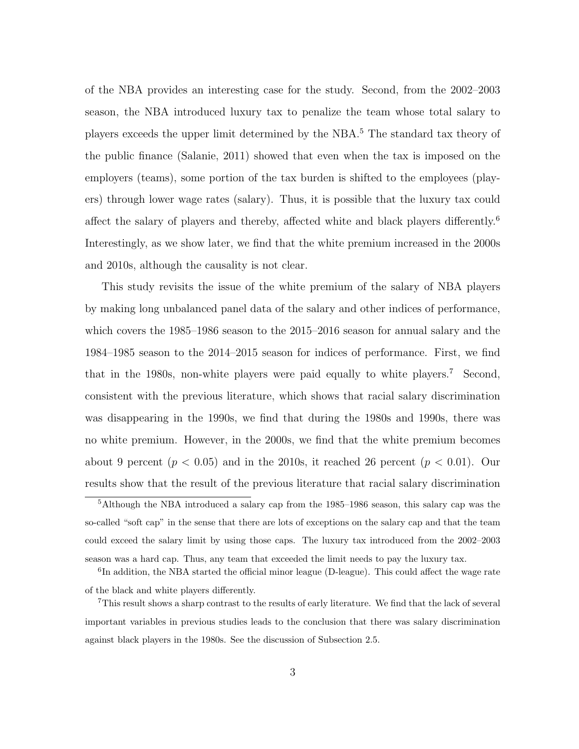of the NBA provides an interesting case for the study. Second, from the 2002–2003 season, the NBA introduced luxury tax to penalize the team whose total salary to players exceeds the upper limit determined by the NBA.[5] The standard tax theory of the public finance (Salanie, 2011) showed that even when the tax is imposed on the employers (teams), some portion of the tax burden is shifted to the employees (players) through lower wage rates (salary). Thus, it is possible that the luxury tax could affect the salary of players and thereby, affected white and black players differently.[6] Interestingly, as we show later, we find that the white premium increased in the 2000s and 2010s, although the causality is not clear.

This study revisits the issue of the white premium of the salary of NBA players by making long unbalanced panel data of the salary and other indices of performance, which covers the 1985–1986 season to the 2015–2016 season for annual salary and the 1984–1985 season to the 2014–2015 season for indices of performance. First, we find that in the 1980s, non-white players were paid equally to white players.[7] Second, consistent with the previous literature, which shows that racial salary discrimination was disappearing in the 1990s, we find that during the 1980s and 1990s, there was no white premium. However, in the 2000s, we find that the white premium becomes about 9 percent ($p < 0.05$) and in the 2010s, it reached 26 percent ($p < 0.01$). Our results show that the result of the previous literature that racial salary discrimination

[5] Although the NBA introduced a salary cap from the 1985–1986 season, this salary cap was the so-called "soft cap" in the sense that there are lots of exceptions on the salary cap and that the team could exceed the salary limit by using those caps. The luxury tax introduced from the 2002–2003 season was a hard cap. Thus, any team that exceeded the limit needs to pay the luxury tax.

[6] In addition, the NBA started the official minor league (D-league). This could affect the wage rate of the black and white players differently.

[7] This result shows a sharp contrast to the results of early literature. We find that the lack of several important variables in previous studies leads to the conclusion that there was salary discrimination against black players in the 1980s. See the discussion of Subsection 2.5.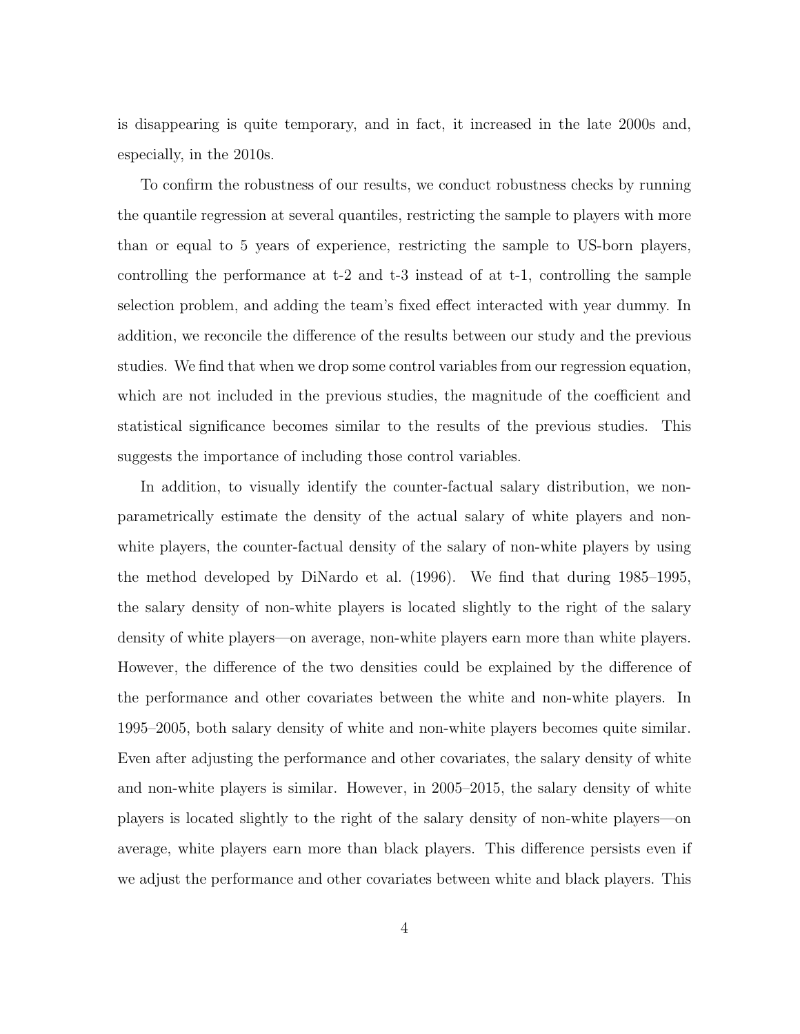is disappearing is quite temporary, and in fact, it increased in the late 2000s and, especially, in the 2010s.

To confirm the robustness of our results, we conduct robustness checks by running the quantile regression at several quantiles, restricting the sample to players with more than or equal to 5 years of experience, restricting the sample to US-born players, controlling the performance at t-2 and t-3 instead of at t-1, controlling the sample selection problem, and adding the team's fixed effect interacted with year dummy. In addition, we reconcile the difference of the results between our study and the previous studies. We find that when we drop some control variables from our regression equation, which are not included in the previous studies, the magnitude of the coefficient and statistical significance becomes similar to the results of the previous studies. This suggests the importance of including those control variables.

In addition, to visually identify the counter-factual salary distribution, we non-parametrically estimate the density of the actual salary of white players and non-white players, the counter-factual density of the salary of non-white players by using the method developed by DiNardo et al. (1996). We find that during 1985–1995, the salary density of non-white players is located slightly to the right of the salary density of white players—on average, non-white players earn more than white players. However, the difference of the two densities could be explained by the difference of the performance and other covariates between the white and non-white players. In 1995–2005, both salary density of white and non-white players becomes quite similar. Even after adjusting the performance and other covariates, the salary density of white and non-white players is similar. However, in 2005–2015, the salary density of white players is located slightly to the right of the salary density of non-white players—on average, white players earn more than black players. This difference persists even if we adjust the performance and other covariates between white and black players. This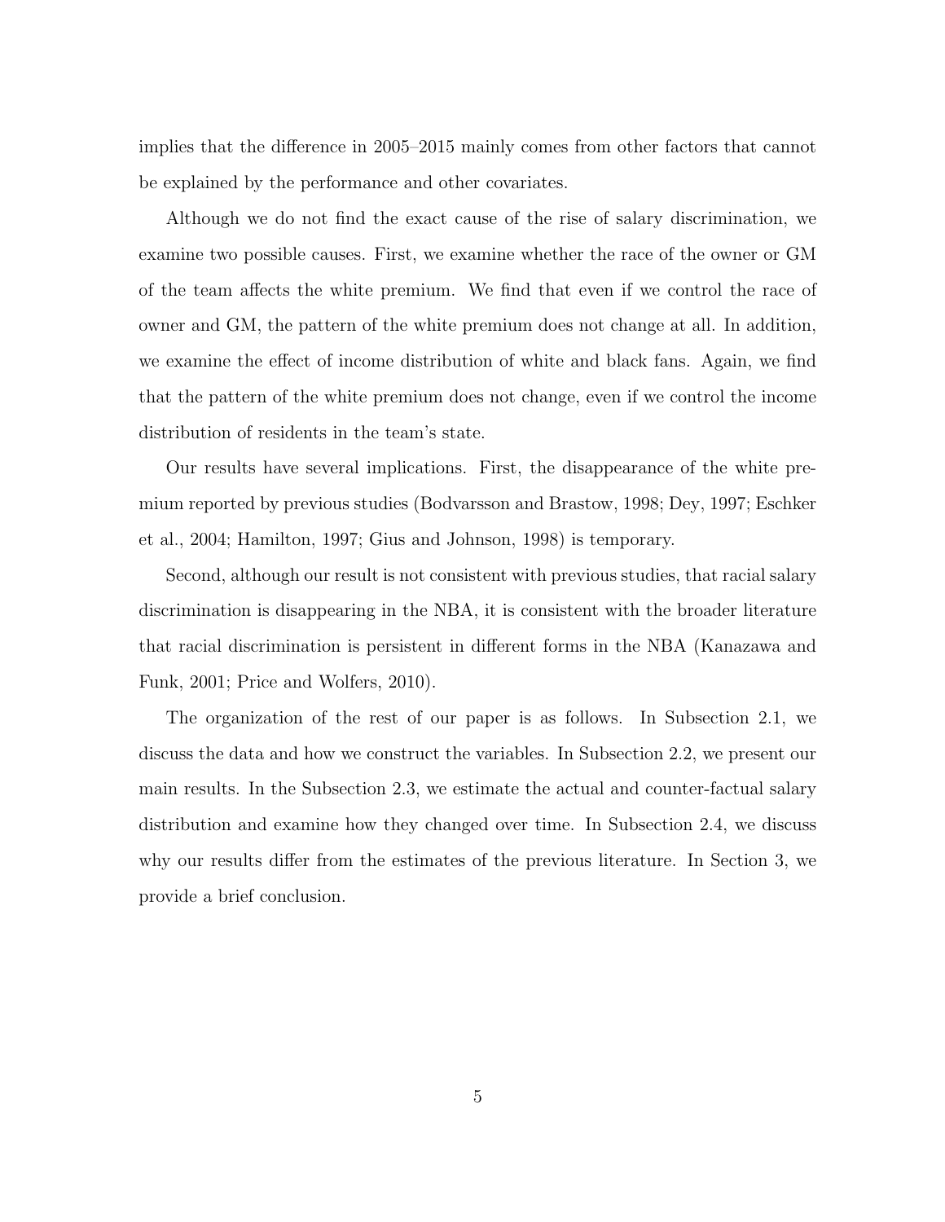implies that the difference in 2005–2015 mainly comes from other factors that cannot be explained by the performance and other covariates.

Although we do not find the exact cause of the rise of salary discrimination, we examine two possible causes. First, we examine whether the race of the owner or GM of the team affects the white premium. We find that even if we control the race of owner and GM, the pattern of the white premium does not change at all. In addition, we examine the effect of income distribution of white and black fans. Again, we find that the pattern of the white premium does not change, even if we control the income distribution of residents in the team's state.

Our results have several implications. First, the disappearance of the white premium reported by previous studies (Bodvarsson and Brastow, 1998; Dey, 1997; Eschker et al., 2004; Hamilton, 1997; Gius and Johnson, 1998) is temporary.

Second, although our result is not consistent with previous studies, that racial salary discrimination is disappearing in the NBA, it is consistent with the broader literature that racial discrimination is persistent in different forms in the NBA (Kanazawa and Funk, 2001; Price and Wolfers, 2010).

The organization of the rest of our paper is as follows. In Subsection 2.1, we discuss the data and how we construct the variables. In Subsection 2.2, we present our main results. In the Subsection 2.3, we estimate the actual and counter-factual salary distribution and examine how they changed over time. In Subsection 2.4, we discuss why our results differ from the estimates of the previous literature. In Section 3, we provide a brief conclusion.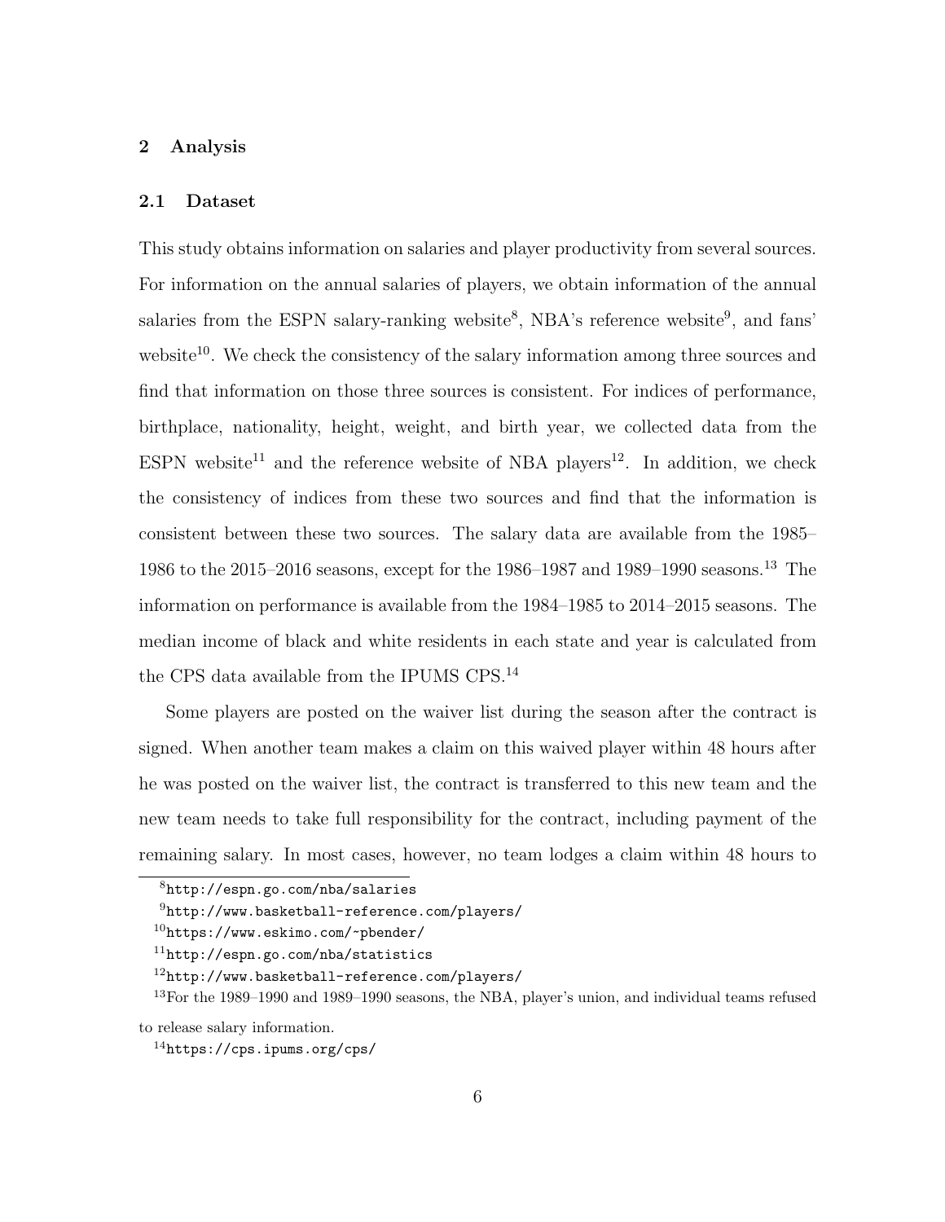## 2 Analysis

### 2.1 Dataset

This study obtains information on salaries and player productivity from several sources. For information on the annual salaries of players, we obtain information of the annual salaries from the ESPN salary-ranking website[8], NBA's reference website[9], and fans' website[10]. We check the consistency of the salary information among three sources and find that information on those three sources is consistent. For indices of performance, birthplace, nationality, height, weight, and birth year, we collected data from the ESPN website[11] and the reference website of NBA players[12]. In addition, we check the consistency of indices from these two sources and find that the information is consistent between these two sources. The salary data are available from the 1985–1986 to the 2015–2016 seasons, except for the 1986–1987 and 1989–1990 seasons.[13] The information on performance is available from the 1984–1985 to 2014–2015 seasons. The median income of black and white residents in each state and year is calculated from the CPS data available from the IPUMS CPS.[14]

Some players are posted on the waiver list during the season after the contract is signed. When another team makes a claim on this waived player within 48 hours after he was posted on the waiver list, the contract is transferred to this new team and the new team needs to take full responsibility for the contract, including payment of the remaining salary. In most cases, however, no team lodges a claim within 48 hours to

---

[8] http://espn.go.com/nba/salaries

[9] http://www.basketball-reference.com/players/

[10] https://www.eskimo.com/~pbender/

[11] http://espn.go.com/nba/statistics

[12] http://www.basketball-reference.com/players/

[13] For the 1989–1990 and 1989–1990 seasons, the NBA, player's union, and individual teams refused to release salary information.

[14] https://cps.ipums.org/cps/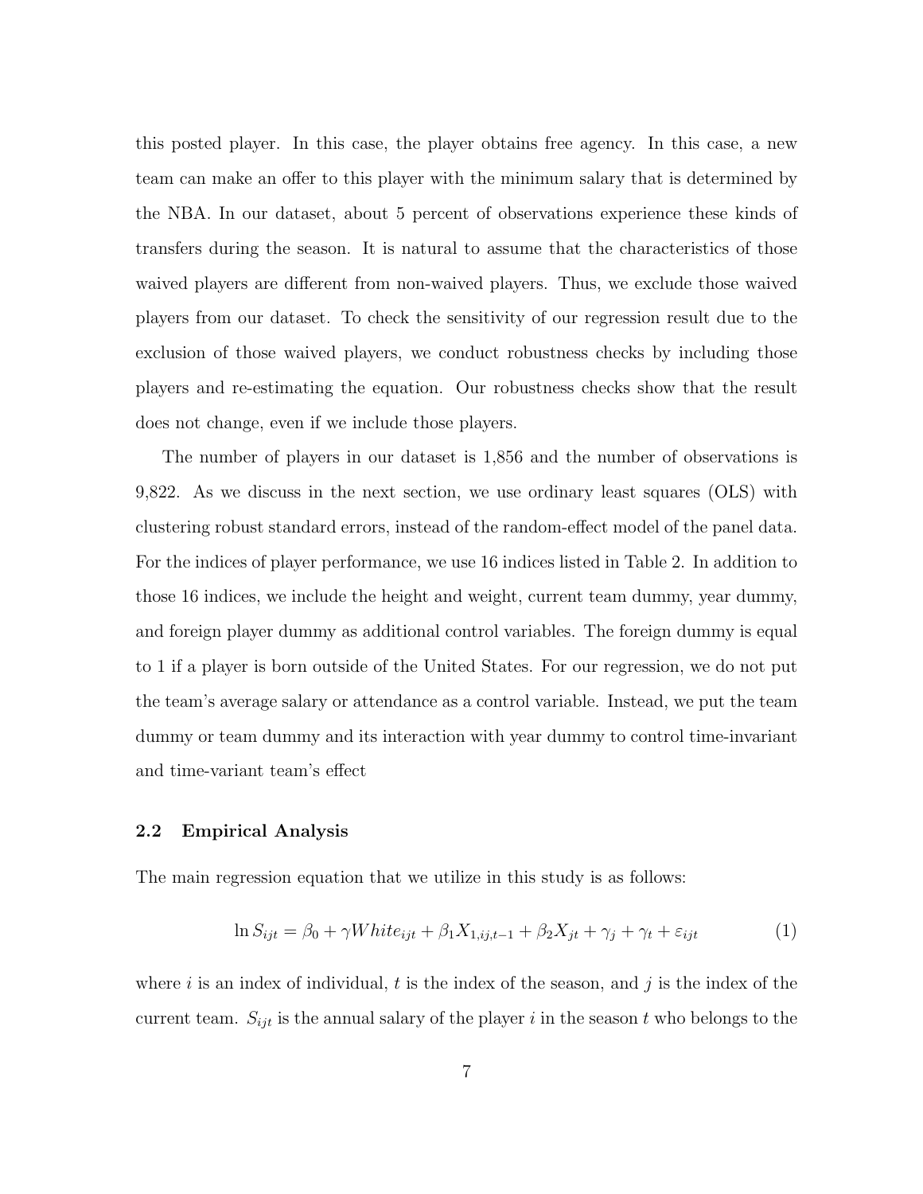this posted player. In this case, the player obtains free agency. In this case, a new team can make an offer to this player with the minimum salary that is determined by the NBA. In our dataset, about 5 percent of observations experience these kinds of transfers during the season. It is natural to assume that the characteristics of those waived players are different from non-waived players. Thus, we exclude those waived players from our dataset. To check the sensitivity of our regression result due to the exclusion of those waived players, we conduct robustness checks by including those players and re-estimating the equation. Our robustness checks show that the result does not change, even if we include those players.

The number of players in our dataset is 1,856 and the number of observations is 9,822. As we discuss in the next section, we use ordinary least squares (OLS) with clustering robust standard errors, instead of the random-effect model of the panel data. For the indices of player performance, we use 16 indices listed in Table 2. In addition to those 16 indices, we include the height and weight, current team dummy, year dummy, and foreign player dummy as additional control variables. The foreign dummy is equal to 1 if a player is born outside of the United States. For our regression, we do not put the team's average salary or attendance as a control variable. Instead, we put the team dummy or team dummy and its interaction with year dummy to control time-invariant and time-variant team's effect

## 2.2 Empirical Analysis

The main regression equation that we utilize in this study is as follows:

$$\ln S_{ijt} = \beta_0 + \gamma White_{ijt} + \beta_1 X_{1,ij,t-1} + \beta_2 X_{jt} + \gamma_j + \gamma_t + \varepsilon_{ijt} \tag{1}$$

where $i$ is an index of individual, $t$ is the index of the season, and $j$ is the index of the current team. $S_{ijt}$ is the annual salary of the player $i$ in the season $t$ who belongs to the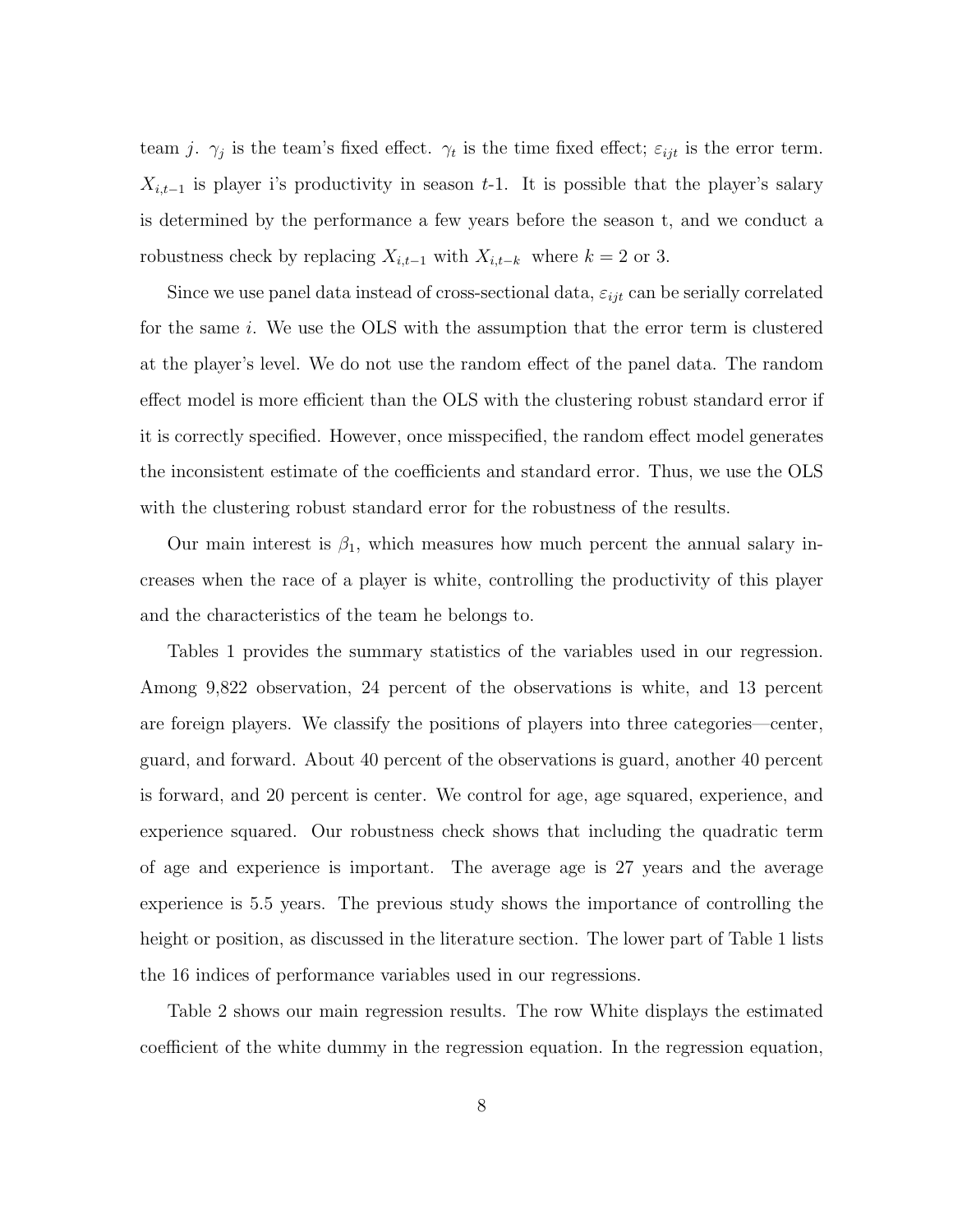team $j$. $\gamma_j$ is the team's fixed effect. $\gamma_t$ is the time fixed effect; $\varepsilon_{ijt}$ is the error term. $X_{i,t-1}$ is player i's productivity in season $t$-1. It is possible that the player's salary is determined by the performance a few years before the season t, and we conduct a robustness check by replacing $X_{i,t-1}$ with $X_{i,t-k}$ where $k = 2$ or 3.

Since we use panel data instead of cross-sectional data, $\varepsilon_{ijt}$ can be serially correlated for the same $i$. We use the OLS with the assumption that the error term is clustered at the player's level. We do not use the random effect of the panel data. The random effect model is more efficient than the OLS with the clustering robust standard error if it is correctly specified. However, once misspecified, the random effect model generates the inconsistent estimate of the coefficients and standard error. Thus, we use the OLS with the clustering robust standard error for the robustness of the results.

Our main interest is $\beta_1$, which measures how much percent the annual salary increases when the race of a player is white, controlling the productivity of this player and the characteristics of the team he belongs to.

Tables 1 provides the summary statistics of the variables used in our regression. Among 9,822 observation, 24 percent of the observations is white, and 13 percent are foreign players. We classify the positions of players into three categories—center, guard, and forward. About 40 percent of the observations is guard, another 40 percent is forward, and 20 percent is center. We control for age, age squared, experience, and experience squared. Our robustness check shows that including the quadratic term of age and experience is important. The average age is 27 years and the average experience is 5.5 years. The previous study shows the importance of controlling the height or position, as discussed in the literature section. The lower part of Table 1 lists the 16 indices of performance variables used in our regressions.

Table 2 shows our main regression results. The row White displays the estimated coefficient of the white dummy in the regression equation. In the regression equation,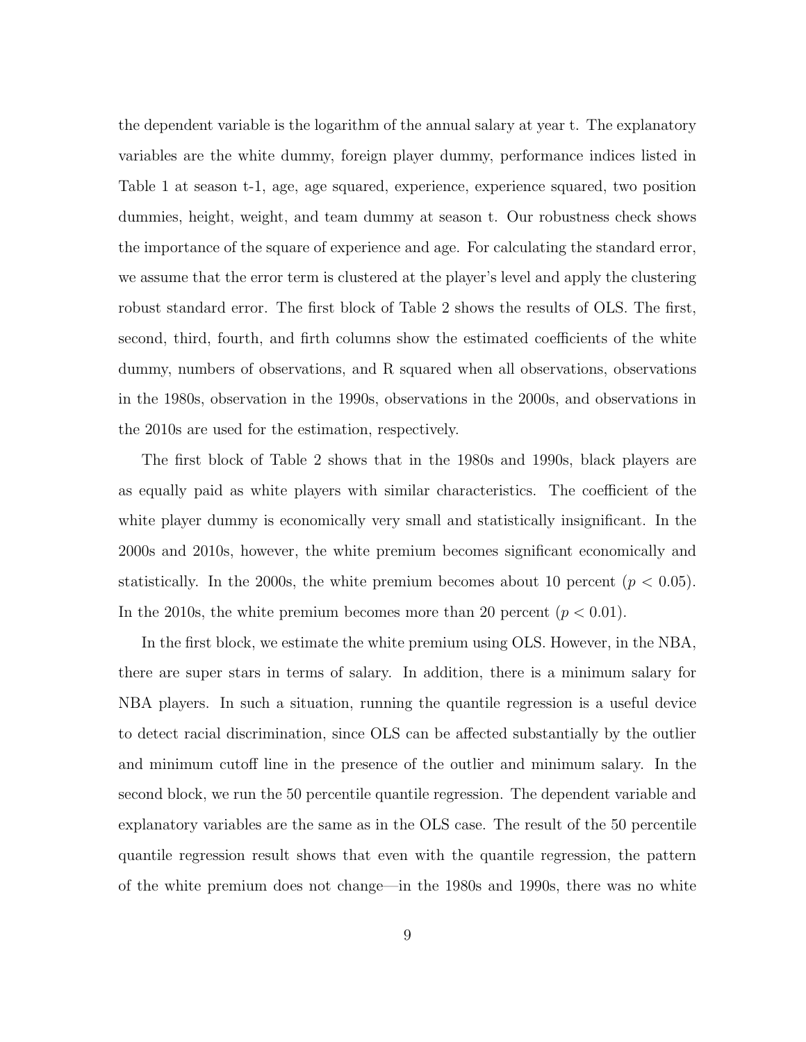the dependent variable is the logarithm of the annual salary at year t. The explanatory variables are the white dummy, foreign player dummy, performance indices listed in Table 1 at season t-1, age, age squared, experience, experience squared, two position dummies, height, weight, and team dummy at season t. Our robustness check shows the importance of the square of experience and age. For calculating the standard error, we assume that the error term is clustered at the player's level and apply the clustering robust standard error. The first block of Table 2 shows the results of OLS. The first, second, third, fourth, and firth columns show the estimated coefficients of the white dummy, numbers of observations, and R squared when all observations, observations in the 1980s, observation in the 1990s, observations in the 2000s, and observations in the 2010s are used for the estimation, respectively.

The first block of Table 2 shows that in the 1980s and 1990s, black players are as equally paid as white players with similar characteristics. The coefficient of the white player dummy is economically very small and statistically insignificant. In the 2000s and 2010s, however, the white premium becomes significant economically and statistically. In the 2000s, the white premium becomes about 10 percent ($p < 0.05$). In the 2010s, the white premium becomes more than 20 percent ($p < 0.01$).

In the first block, we estimate the white premium using OLS. However, in the NBA, there are super stars in terms of salary. In addition, there is a minimum salary for NBA players. In such a situation, running the quantile regression is a useful device to detect racial discrimination, since OLS can be affected substantially by the outlier and minimum cutoff line in the presence of the outlier and minimum salary. In the second block, we run the 50 percentile quantile regression. The dependent variable and explanatory variables are the same as in the OLS case. The result of the 50 percentile quantile regression result shows that even with the quantile regression, the pattern of the white premium does not change—in the 1980s and 1990s, there was no white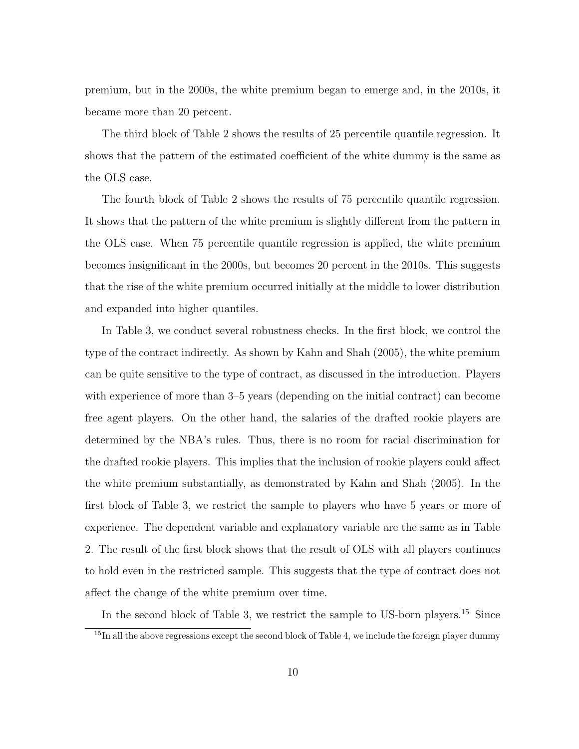premium, but in the 2000s, the white premium began to emerge and, in the 2010s, it became more than 20 percent.

The third block of Table 2 shows the results of 25 percentile quantile regression. It shows that the pattern of the estimated coefficient of the white dummy is the same as the OLS case.

The fourth block of Table 2 shows the results of 75 percentile quantile regression. It shows that the pattern of the white premium is slightly different from the pattern in the OLS case. When 75 percentile quantile regression is applied, the white premium becomes insignificant in the 2000s, but becomes 20 percent in the 2010s. This suggests that the rise of the white premium occurred initially at the middle to lower distribution and expanded into higher quantiles.

In Table 3, we conduct several robustness checks. In the first block, we control the type of the contract indirectly. As shown by Kahn and Shah (2005), the white premium can be quite sensitive to the type of contract, as discussed in the introduction. Players with experience of more than 3–5 years (depending on the initial contract) can become free agent players. On the other hand, the salaries of the drafted rookie players are determined by the NBA's rules. Thus, there is no room for racial discrimination for the drafted rookie players. This implies that the inclusion of rookie players could affect the white premium substantially, as demonstrated by Kahn and Shah (2005). In the first block of Table 3, we restrict the sample to players who have 5 years or more of experience. The dependent variable and explanatory variable are the same as in Table 2. The result of the first block shows that the result of OLS with all players continues to hold even in the restricted sample. This suggests that the type of contract does not affect the change of the white premium over time.

In the second block of Table 3, we restrict the sample to US-born players.[15] Since

[15] In all the above regressions except the second block of Table 4, we include the foreign player dummy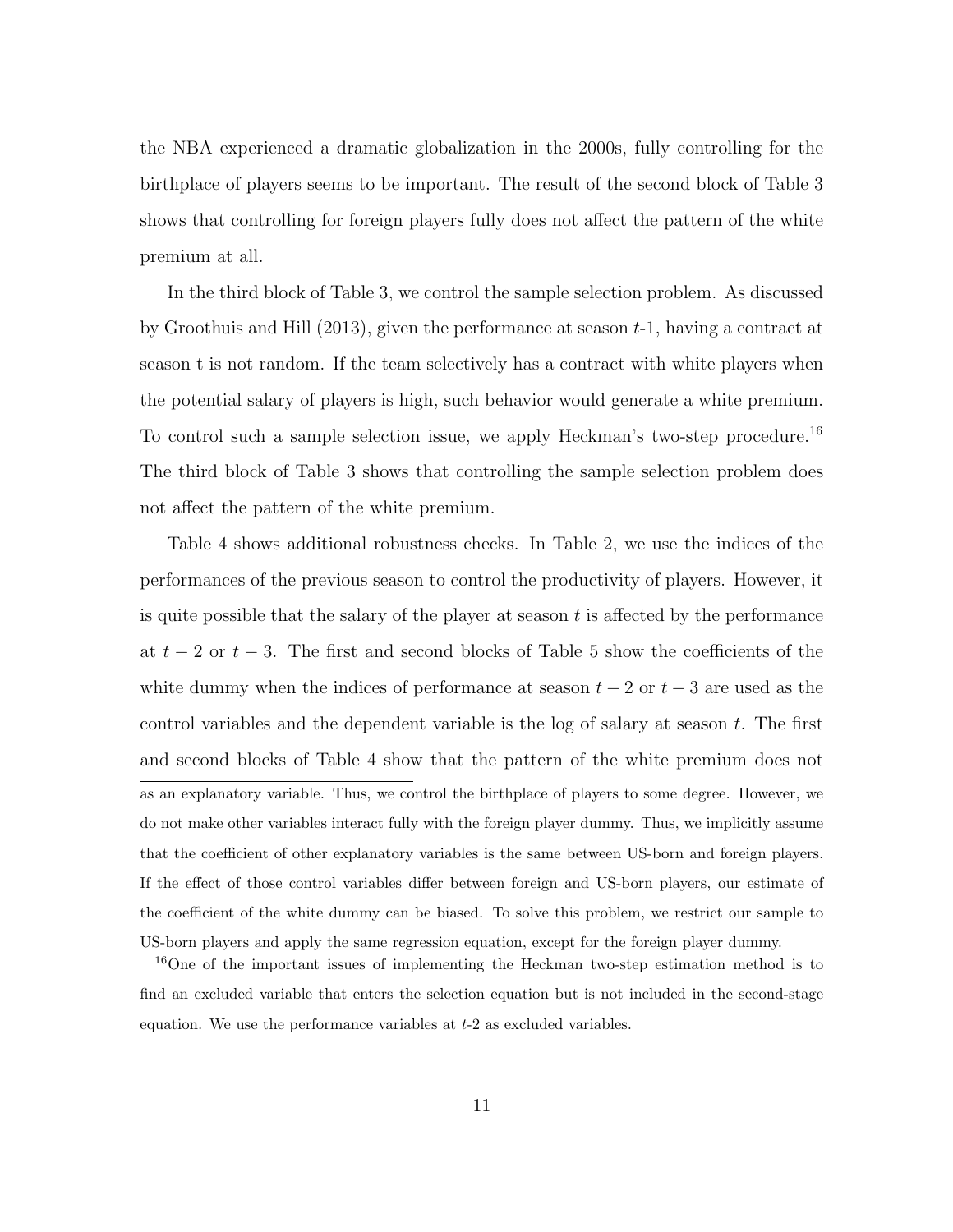the NBA experienced a dramatic globalization in the 2000s, fully controlling for the birthplace of players seems to be important. The result of the second block of Table 3 shows that controlling for foreign players fully does not affect the pattern of the white premium at all.

In the third block of Table 3, we control the sample selection problem. As discussed by Groothuis and Hill (2013), given the performance at season $t$-1, having a contract at season t is not random. If the team selectively has a contract with white players when the potential salary of players is high, such behavior would generate a white premium. To control such a sample selection issue, we apply Heckman's two-step procedure.[16] The third block of Table 3 shows that controlling the sample selection problem does not affect the pattern of the white premium.

Table 4 shows additional robustness checks. In Table 2, we use the indices of the performances of the previous season to control the productivity of players. However, it is quite possible that the salary of the player at season $t$ is affected by the performance at $t-2$ or $t-3$. The first and second blocks of Table 5 show the coefficients of the white dummy when the indices of performance at season $t-2$ or $t-3$ are used as the control variables and the dependent variable is the log of salary at season $t$. The first and second blocks of Table 4 show that the pattern of the white premium does not

---

as an explanatory variable. Thus, we control the birthplace of players to some degree. However, we do not make other variables interact fully with the foreign player dummy. Thus, we implicitly assume that the coefficient of other explanatory variables is the same between US-born and foreign players. If the effect of those control variables differ between foreign and US-born players, our estimate of the coefficient of the white dummy can be biased. To solve this problem, we restrict our sample to US-born players and apply the same regression equation, except for the foreign player dummy.

[16] One of the important issues of implementing the Heckman two-step estimation method is to find an excluded variable that enters the selection equation but is not included in the second-stage equation. We use the performance variables at $t$-2 as excluded variables.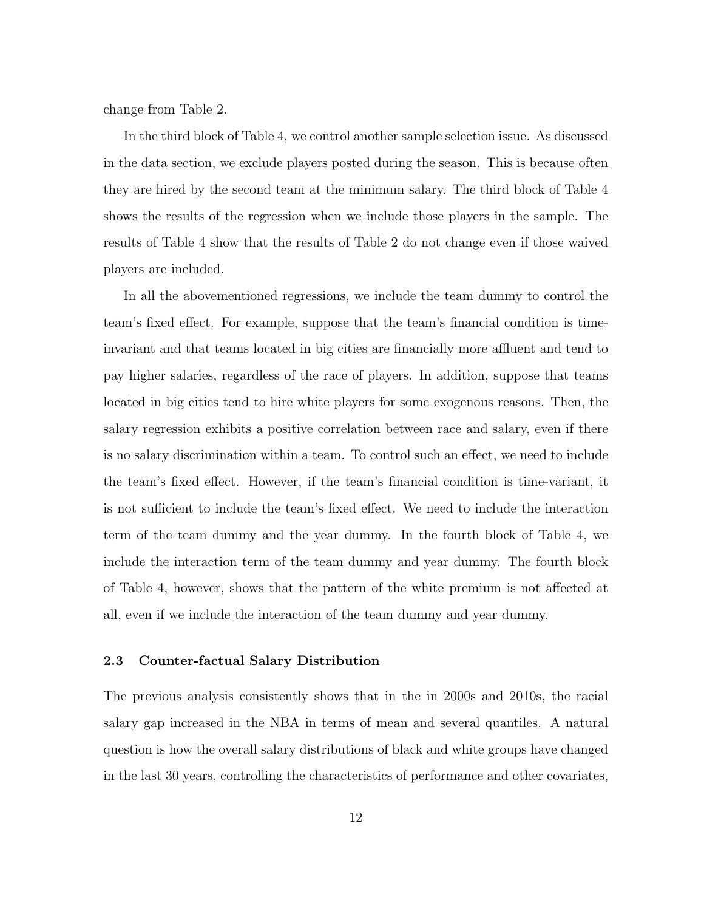change from Table 2.

In the third block of Table 4, we control another sample selection issue. As discussed in the data section, we exclude players posted during the season. This is because often they are hired by the second team at the minimum salary. The third block of Table 4 shows the results of the regression when we include those players in the sample. The results of Table 4 show that the results of Table 2 do not change even if those waived players are included.

In all the abovementioned regressions, we include the team dummy to control the team's fixed effect. For example, suppose that the team's financial condition is time-invariant and that teams located in big cities are financially more affluent and tend to pay higher salaries, regardless of the race of players. In addition, suppose that teams located in big cities tend to hire white players for some exogenous reasons. Then, the salary regression exhibits a positive correlation between race and salary, even if there is no salary discrimination within a team. To control such an effect, we need to include the team's fixed effect. However, if the team's financial condition is time-variant, it is not sufficient to include the team's fixed effect. We need to include the interaction term of the team dummy and the year dummy. In the fourth block of Table 4, we include the interaction term of the team dummy and year dummy. The fourth block of Table 4, however, shows that the pattern of the white premium is not affected at all, even if we include the interaction of the team dummy and year dummy.

### 2.3 Counter-factual Salary Distribution

The previous analysis consistently shows that in the in 2000s and 2010s, the racial salary gap increased in the NBA in terms of mean and several quantiles. A natural question is how the overall salary distributions of black and white groups have changed in the last 30 years, controlling the characteristics of performance and other covariates,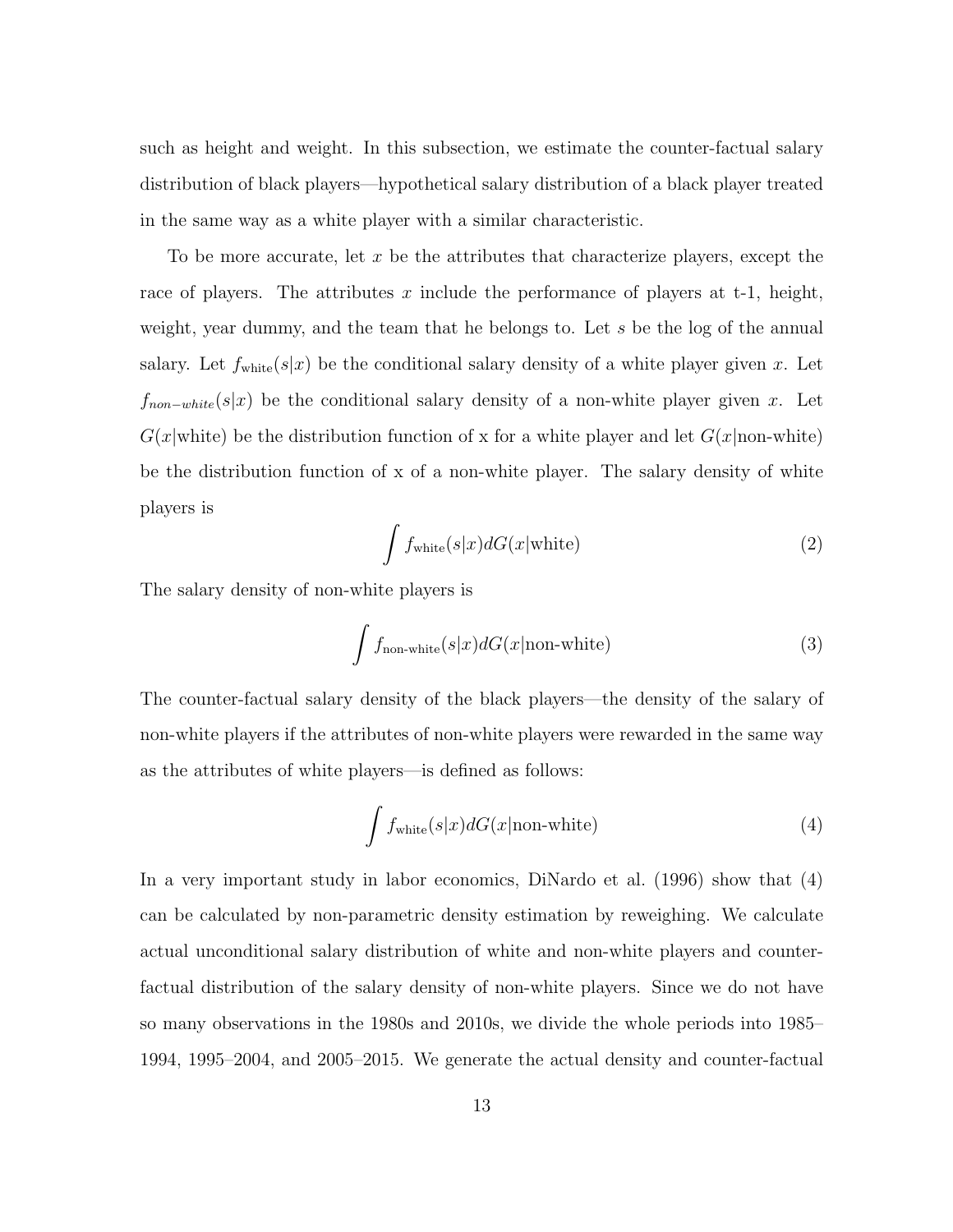such as height and weight. In this subsection, we estimate the counter-factual salary distribution of black players—hypothetical salary distribution of a black player treated in the same way as a white player with a similar characteristic.

To be more accurate, let $x$ be the attributes that characterize players, except the race of players. The attributes $x$ include the performance of players at t-1, height, weight, year dummy, and the team that he belongs to. Let $s$ be the log of the annual salary. Let $f_{\text{white}}(s|x)$ be the conditional salary density of a white player given $x$. Let $f_{non-white}(s|x)$ be the conditional salary density of a non-white player given $x$. Let $G(x|\text{white})$ be the distribution function of x for a white player and let $G(x|\text{non-white})$ be the distribution function of x of a non-white player. The salary density of white players is

$$\int f_{\text{white}}(s|x)dG(x|\text{white}) \tag{2}$$

The salary density of non-white players is

$$\int f_{\text{non-white}}(s|x)dG(x|\text{non-white}) \tag{3}$$

The counter-factual salary density of the black players—the density of the salary of non-white players if the attributes of non-white players were rewarded in the same way as the attributes of white players—is defined as follows:

$$\int f_{\text{white}}(s|x)dG(x|\text{non-white}) \tag{4}$$

In a very important study in labor economics, DiNardo et al. (1996) show that (4) can be calculated by non-parametric density estimation by reweighing. We calculate actual unconditional salary distribution of white and non-white players and counter-factual distribution of the salary density of non-white players. Since we do not have so many observations in the 1980s and 2010s, we divide the whole periods into 1985–1994, 1995–2004, and 2005–2015. We generate the actual density and counter-factual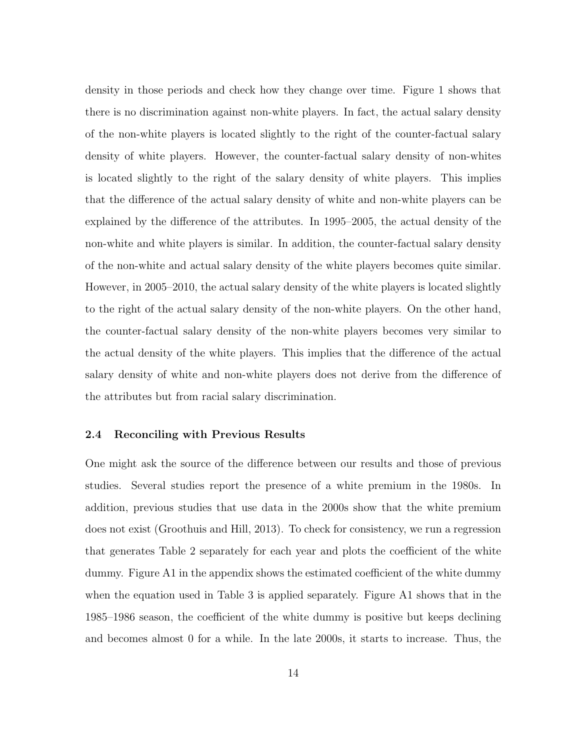density in those periods and check how they change over time. Figure 1 shows that there is no discrimination against non-white players. In fact, the actual salary density of the non-white players is located slightly to the right of the counter-factual salary density of white players. However, the counter-factual salary density of non-whites is located slightly to the right of the salary density of white players. This implies that the difference of the actual salary density of white and non-white players can be explained by the difference of the attributes. In 1995–2005, the actual density of the non-white and white players is similar. In addition, the counter-factual salary density of the non-white and actual salary density of the white players becomes quite similar. However, in 2005–2010, the actual salary density of the white players is located slightly to the right of the actual salary density of the non-white players. On the other hand, the counter-factual salary density of the non-white players becomes very similar to the actual density of the white players. This implies that the difference of the actual salary density of white and non-white players does not derive from the difference of the attributes but from racial salary discrimination.

### 2.4 Reconciling with Previous Results

One might ask the source of the difference between our results and those of previous studies. Several studies report the presence of a white premium in the 1980s. In addition, previous studies that use data in the 2000s show that the white premium does not exist (Groothuis and Hill, 2013). To check for consistency, we run a regression that generates Table 2 separately for each year and plots the coefficient of the white dummy. Figure A1 in the appendix shows the estimated coefficient of the white dummy when the equation used in Table 3 is applied separately. Figure A1 shows that in the 1985–1986 season, the coefficient of the white dummy is positive but keeps declining and becomes almost 0 for a while. In the late 2000s, it starts to increase. Thus, the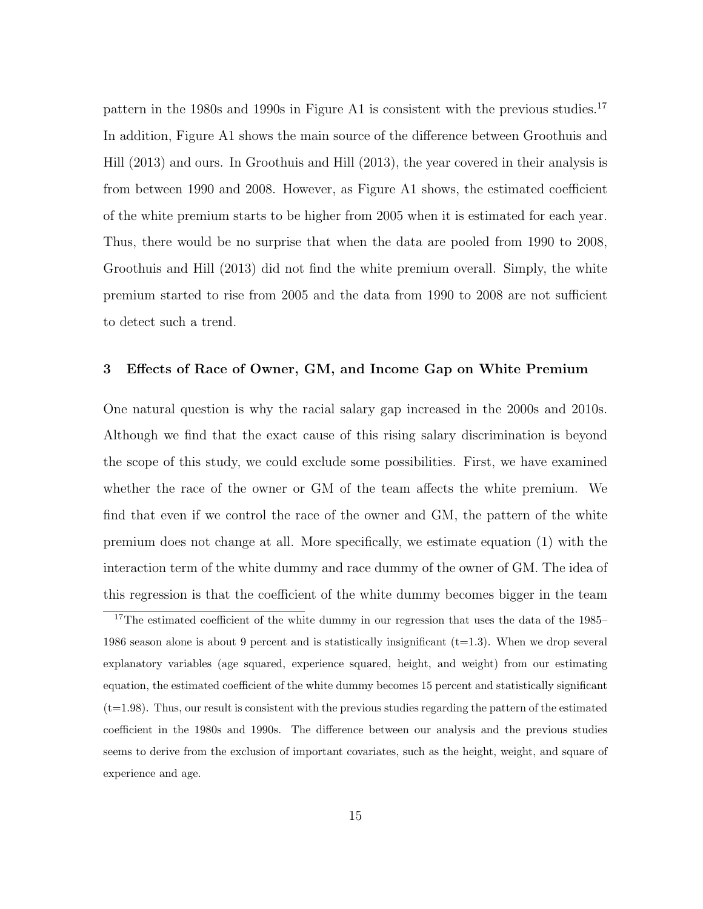pattern in the 1980s and 1990s in Figure A1 is consistent with the previous studies.[17] In addition, Figure A1 shows the main source of the difference between Groothuis and Hill (2013) and ours. In Groothuis and Hill (2013), the year covered in their analysis is from between 1990 and 2008. However, as Figure A1 shows, the estimated coefficient of the white premium starts to be higher from 2005 when it is estimated for each year. Thus, there would be no surprise that when the data are pooled from 1990 to 2008, Groothuis and Hill (2013) did not find the white premium overall. Simply, the white premium started to rise from 2005 and the data from 1990 to 2008 are not sufficient to detect such a trend.

## 3 Effects of Race of Owner, GM, and Income Gap on White Premium

One natural question is why the racial salary gap increased in the 2000s and 2010s. Although we find that the exact cause of this rising salary discrimination is beyond the scope of this study, we could exclude some possibilities. First, we have examined whether the race of the owner or GM of the team affects the white premium. We find that even if we control the race of the owner and GM, the pattern of the white premium does not change at all. More specifically, we estimate equation (1) with the interaction term of the white dummy and race dummy of the owner of GM. The idea of this regression is that the coefficient of the white dummy becomes bigger in the team

[17] The estimated coefficient of the white dummy in our regression that uses the data of the 1985–1986 season alone is about 9 percent and is statistically insignificant (t=1.3). When we drop several explanatory variables (age squared, experience squared, height, and weight) from our estimating equation, the estimated coefficient of the white dummy becomes 15 percent and statistically significant (t=1.98). Thus, our result is consistent with the previous studies regarding the pattern of the estimated coefficient in the 1980s and 1990s. The difference between our analysis and the previous studies seems to derive from the exclusion of important covariates, such as the height, weight, and square of experience and age.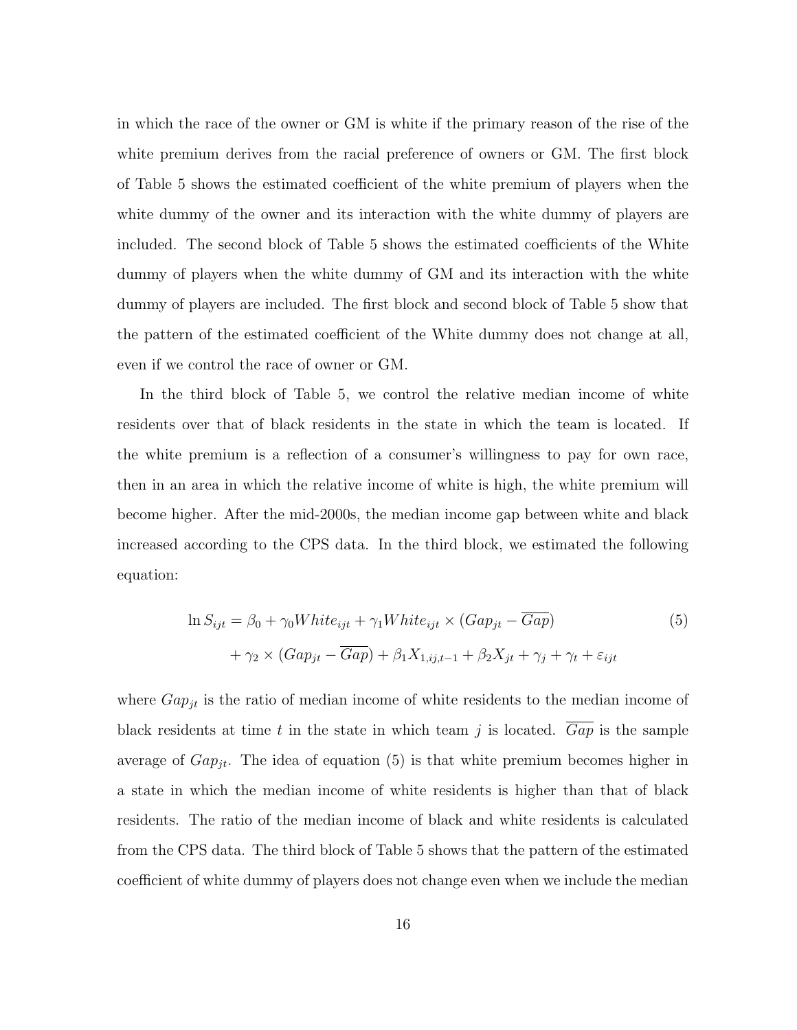in which the race of the owner or GM is white if the primary reason of the rise of the white premium derives from the racial preference of owners or GM. The first block of Table 5 shows the estimated coefficient of the white premium of players when the white dummy of the owner and its interaction with the white dummy of players are included. The second block of Table 5 shows the estimated coefficients of the White dummy of players when the white dummy of GM and its interaction with the white dummy of players are included. The first block and second block of Table 5 show that the pattern of the estimated coefficient of the White dummy does not change at all, even if we control the race of owner or GM.

In the third block of Table 5, we control the relative median income of white residents over that of black residents in the state in which the team is located. If the white premium is a reflection of a consumer's willingness to pay for own race, then in an area in which the relative income of white is high, the white premium will become higher. After the mid-2000s, the median income gap between white and black increased according to the CPS data. In the third block, we estimated the following equation:

$$
\begin{aligned}
\ln S_{ijt} = \beta_0 + \gamma_0 White_{ijt} + \gamma_1 White_{ijt} \times (Gap_{jt} - \overline{Gap}) \\
+ \gamma_2 \times (Gap_{jt} - \overline{Gap}) + \beta_1 X_{1,ij,t-1} + \beta_2 X_{jt} + \gamma_j + \gamma_t + \varepsilon_{ijt}
\end{aligned}
\tag{5}
$$

where $Gap_{jt}$ is the ratio of median income of white residents to the median income of black residents at time $t$ in the state in which team $j$ is located. $\overline{Gap}$ is the sample average of $Gap_{jt}$. The idea of equation (5) is that white premium becomes higher in a state in which the median income of white residents is higher than that of black residents. The ratio of the median income of black and white residents is calculated from the CPS data. The third block of Table 5 shows that the pattern of the estimated coefficient of white dummy of players does not change even when we include the median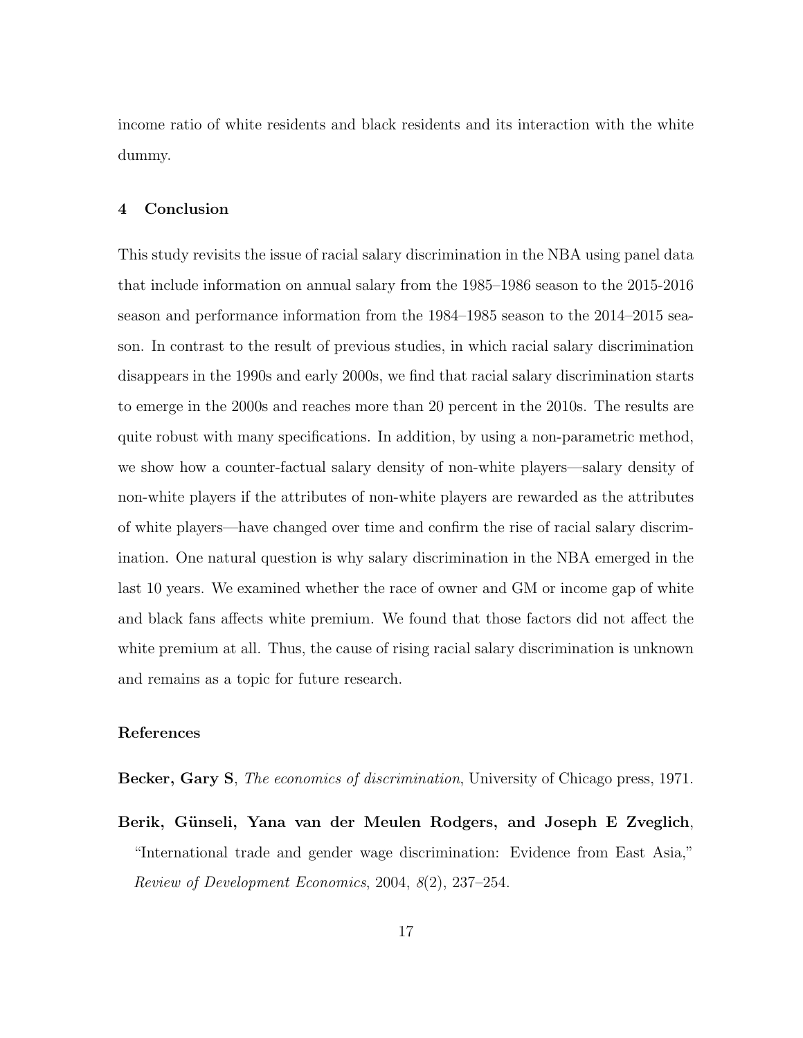income ratio of white residents and black residents and its interaction with the white dummy.

## 4 Conclusion

This study revisits the issue of racial salary discrimination in the NBA using panel data that include information on annual salary from the 1985–1986 season to the 2015-2016 season and performance information from the 1984–1985 season to the 2014–2015 season. In contrast to the result of previous studies, in which racial salary discrimination disappears in the 1990s and early 2000s, we find that racial salary discrimination starts to emerge in the 2000s and reaches more than 20 percent in the 2010s. The results are quite robust with many specifications. In addition, by using a non-parametric method, we show how a counter-factual salary density of non-white players—salary density of non-white players if the attributes of non-white players are rewarded as the attributes of white players—have changed over time and confirm the rise of racial salary discrimination. One natural question is why salary discrimination in the NBA emerged in the last 10 years. We examined whether the race of owner and GM or income gap of white and black fans affects white premium. We found that those factors did not affect the white premium at all. Thus, the cause of rising racial salary discrimination is unknown and remains as a topic for future research.

## References

**Becker, Gary S**, *The economics of discrimination*, University of Chicago press, 1971.

**Berik, Günseli, Yana van der Meulen Rodgers, and Joseph E Zveglich**, "International trade and gender wage discrimination: Evidence from East Asia," *Review of Development Economics*, 2004, *8*(2), 237–254.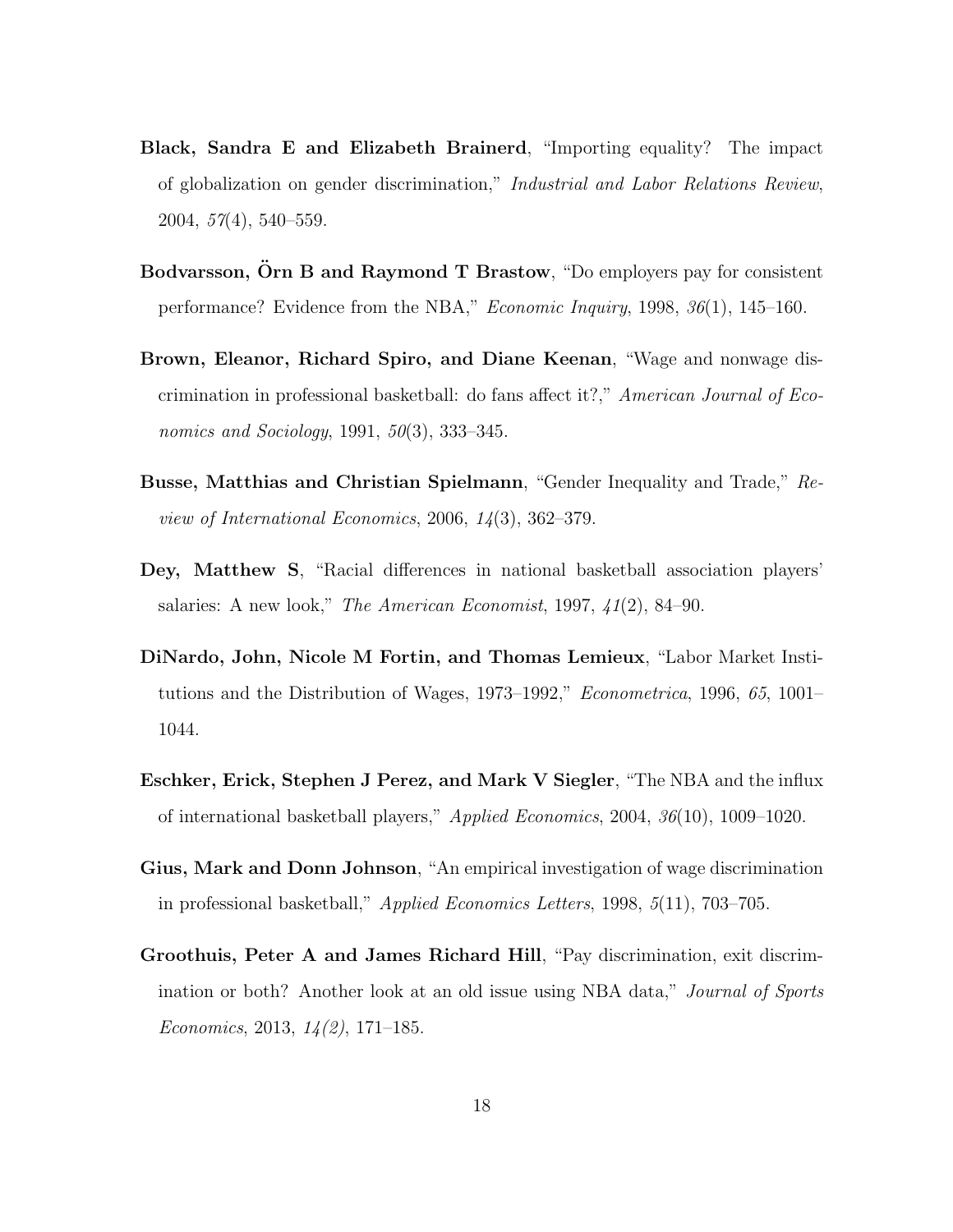**Black, Sandra E and Elizabeth Brainerd**, "Importing equality? The impact of globalization on gender discrimination," *Industrial and Labor Relations Review*, 2004, *57*(4), 540–559.

**Bodvarsson, Örn B and Raymond T Brastow**, "Do employers pay for consistent performance? Evidence from the NBA," *Economic Inquiry*, 1998, *36*(1), 145–160.

**Brown, Eleanor, Richard Spiro, and Diane Keenan**, "Wage and nonwage discrimination in professional basketball: do fans affect it?," *American Journal of Economics and Sociology*, 1991, *50*(3), 333–345.

**Busse, Matthias and Christian Spielmann**, "Gender Inequality and Trade," *Review of International Economics*, 2006, *14*(3), 362–379.

**Dey, Matthew S**, "Racial differences in national basketball association players' salaries: A new look," *The American Economist*, 1997, *41*(2), 84–90.

**DiNardo, John, Nicole M Fortin, and Thomas Lemieux**, "Labor Market Institutions and the Distribution of Wages, 1973–1992," *Econometrica*, 1996, *65*, 1001–1044.

**Eschker, Erick, Stephen J Perez, and Mark V Siegler**, "The NBA and the influx of international basketball players," *Applied Economics*, 2004, *36*(10), 1009–1020.

**Gius, Mark and Donn Johnson**, "An empirical investigation of wage discrimination in professional basketball," *Applied Economics Letters*, 1998, *5*(11), 703–705.

**Groothuis, Peter A and James Richard Hill**, "Pay discrimination, exit discrimination or both? Another look at an old issue using NBA data," *Journal of Sports Economics*, 2013, *14(2)*, 171–185.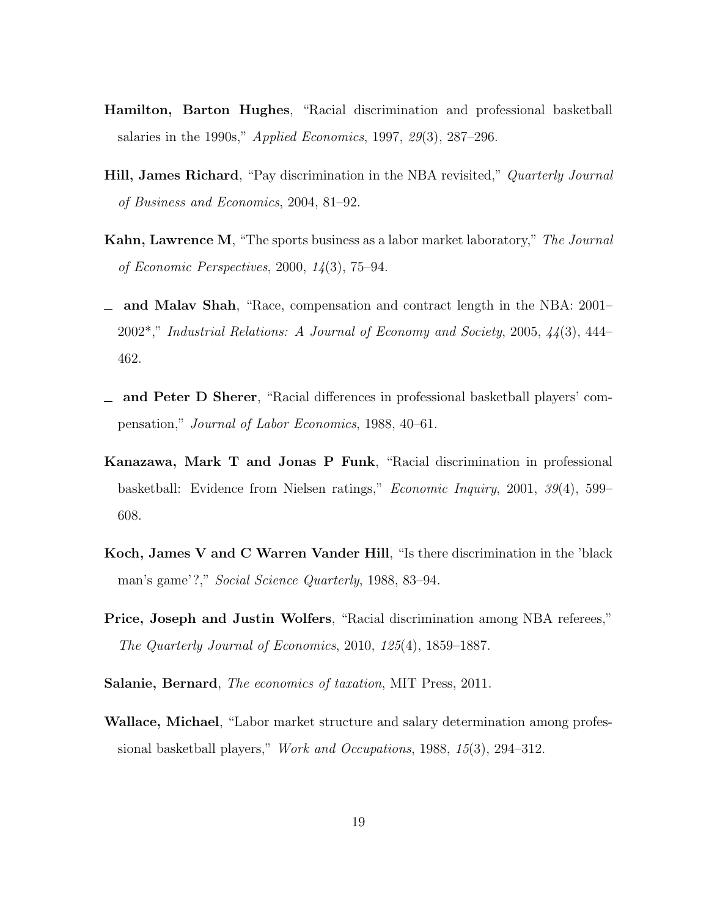**Hamilton, Barton Hughes**, "Racial discrimination and professional basketball salaries in the 1990s," *Applied Economics*, 1997, *29*(3), 287–296.

**Hill, James Richard**, "Pay discrimination in the NBA revisited," *Quarterly Journal of Business and Economics*, 2004, 81–92.

**Kahn, Lawrence M**, "The sports business as a labor market laboratory," *The Journal of Economic Perspectives*, 2000, *14*(3), 75–94.

_ **and Malav Shah**, "Race, compensation and contract length in the NBA: 2001–2002*," *Industrial Relations: A Journal of Economy and Society*, 2005, *44*(3), 444–462.

_ **and Peter D Sherer**, "Racial differences in professional basketball players' compensation," *Journal of Labor Economics*, 1988, 40–61.

**Kanazawa, Mark T and Jonas P Funk**, "Racial discrimination in professional basketball: Evidence from Nielsen ratings," *Economic Inquiry*, 2001, *39*(4), 599–608.

**Koch, James V and C Warren Vander Hill**, "Is there discrimination in the 'black man's game'?," *Social Science Quarterly*, 1988, 83–94.

**Price, Joseph and Justin Wolfers**, "Racial discrimination among NBA referees," *The Quarterly Journal of Economics*, 2010, *125*(4), 1859–1887.

**Salanie, Bernard**, *The economics of taxation*, MIT Press, 2011.

**Wallace, Michael**, "Labor market structure and salary determination among professional basketball players," *Work and Occupations*, 1988, *15*(3), 294–312.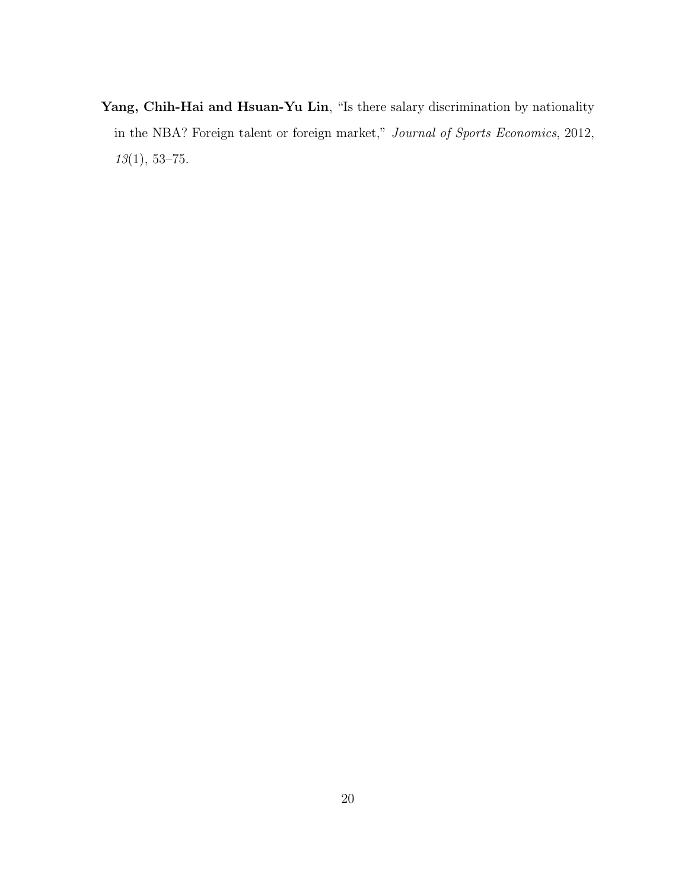**Yang, Chih-Hai and Hsuan-Yu Lin**, "Is there salary discrimination by nationality in the NBA? Foreign talent or foreign market," *Journal of Sports Economics*, 2012, *13*(1), 53–75.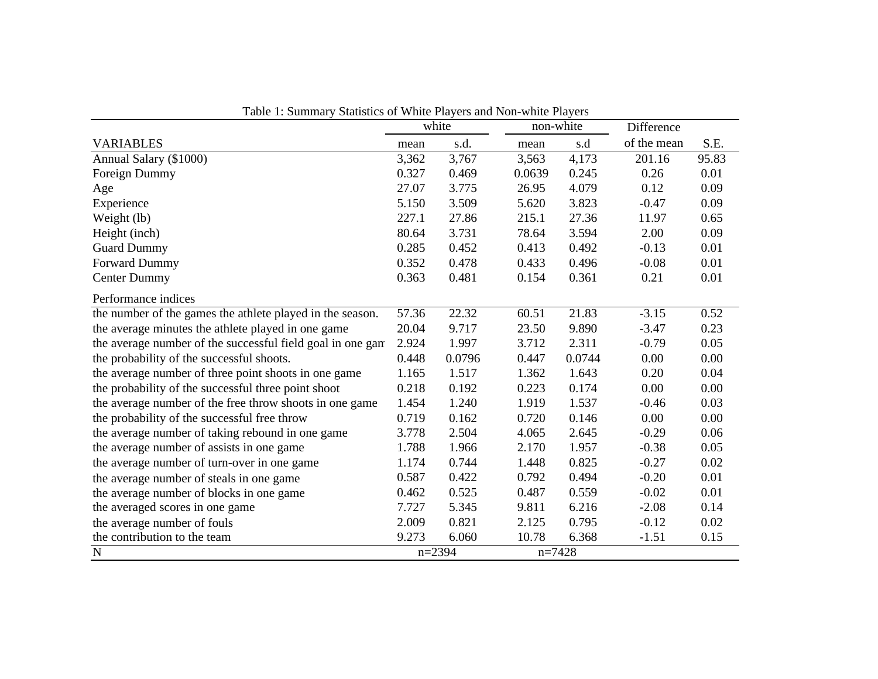Table 1: Summary Statistics of White Players and Non-white Players

| | white | | non-white | | Difference | |
|---|---|---|---|---|---|---|
| VARIABLES | mean | s.d. | mean | s.d | of the mean | S.E. |
| Annual Salary ($1000) | 3,362 | 3,767 | 3,563 | 4,173 | 201.16 | 95.83 |
| Foreign Dummy | 0.327 | 0.469 | 0.0639 | 0.245 | 0.26 | 0.01 |
| Age | 27.07 | 3.775 | 26.95 | 4.079 | 0.12 | 0.09 |
| Experience | 5.150 | 3.509 | 5.620 | 3.823 | -0.47 | 0.09 |
| Weight (lb) | 227.1 | 27.86 | 215.1 | 27.36 | 11.97 | 0.65 |
| Height (inch) | 80.64 | 3.731 | 78.64 | 3.594 | 2.00 | 0.09 |
| Guard Dummy | 0.285 | 0.452 | 0.413 | 0.492 | -0.13 | 0.01 |
| Forward Dummy | 0.352 | 0.478 | 0.433 | 0.496 | -0.08 | 0.01 |
| Center Dummy | 0.363 | 0.481 | 0.154 | 0.361 | 0.21 | 0.01 |
| Performance indices | | | | | | |
| the number of the games the athlete played in the season. | 57.36 | 22.32 | 60.51 | 21.83 | -3.15 | 0.52 |
| the average minutes the athlete played in one game | 20.04 | 9.717 | 23.50 | 9.890 | -3.47 | 0.23 |
| the average number of the successful field goal in one gam | 2.924 | 1.997 | 3.712 | 2.311 | -0.79 | 0.05 |
| the probability of the successful shoots. | 0.448 | 0.0796 | 0.447 | 0.0744 | 0.00 | 0.00 |
| the average number of three point shoots in one game | 1.165 | 1.517 | 1.362 | 1.643 | 0.20 | 0.04 |
| the probability of the successful three point shoot | 0.218 | 0.192 | 0.223 | 0.174 | 0.00 | 0.00 |
| the average number of the free throw shoots in one game | 1.454 | 1.240 | 1.919 | 1.537 | -0.46 | 0.03 |
| the probability of the successful free throw | 0.719 | 0.162 | 0.720 | 0.146 | 0.00 | 0.00 |
| the average number of taking rebound in one game | 3.778 | 2.504 | 4.065 | 2.645 | -0.29 | 0.06 |
| the average number of assists in one game | 1.788 | 1.966 | 2.170 | 1.957 | -0.38 | 0.05 |
| the average number of turn-over in one game | 1.174 | 0.744 | 1.448 | 0.825 | -0.27 | 0.02 |
| the average number of steals in one game | 0.587 | 0.422 | 0.792 | 0.494 | -0.20 | 0.01 |
| the average number of blocks in one game | 0.462 | 0.525 | 0.487 | 0.559 | -0.02 | 0.01 |
| the averaged scores in one game | 7.727 | 5.345 | 9.811 | 6.216 | -2.08 | 0.14 |
| the average number of fouls | 2.009 | 0.821 | 2.125 | 0.795 | -0.12 | 0.02 |
| the contribution to the team | 9.273 | 6.060 | 10.78 | 6.368 | -1.51 | 0.15 |
| N | n=2394 | | n=7428 | | | |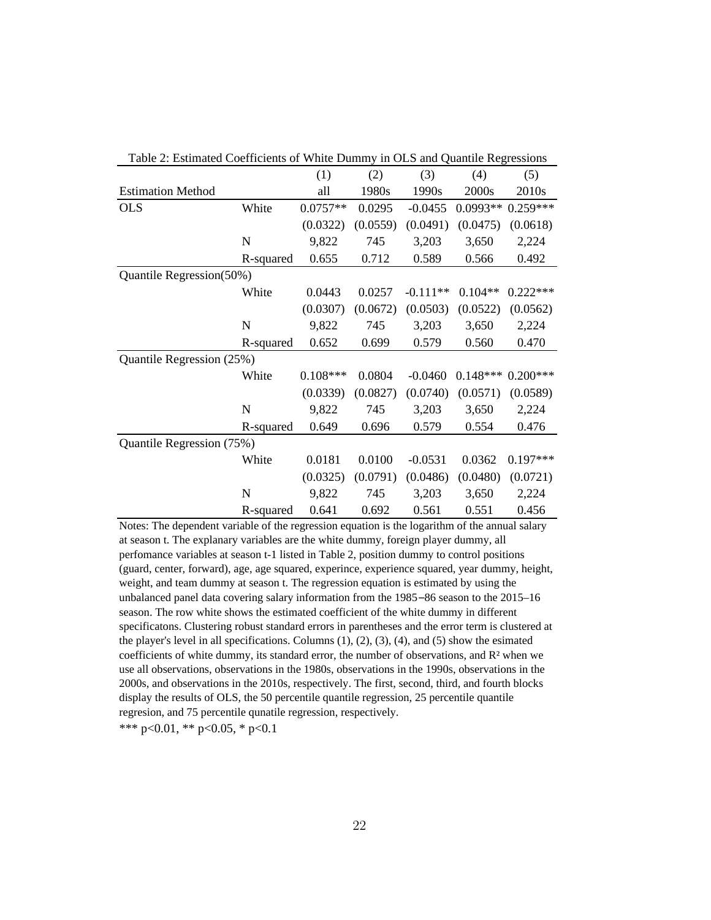Table 2: Estimated Coefficients of White Dummy in OLS and Quantile Regressions

| | | (1) | (2) | (3) | (4) | (5) |
|---|---|---|---|---|---|---|
| Estimation Method | | all | 1980s | 1990s | 2000s | 2010s |
| OLS | White | 0.0757** | 0.0295 | -0.0455 | 0.0993** | 0.259*** |
| | | (0.0322) | (0.0559) | (0.0491) | (0.0475) | (0.0618) |
| | N | 9,822 | 745 | 3,203 | 3,650 | 2,224 |
| | R-squared | 0.655 | 0.712 | 0.589 | 0.566 | 0.492 |
| Quantile Regression(50%) | | | | | | |
| | White | 0.0443 | 0.0257 | -0.111** | 0.104** | 0.222*** |
| | | (0.0307) | (0.0672) | (0.0503) | (0.0522) | (0.0562) |
| | N | 9,822 | 745 | 3,203 | 3,650 | 2,224 |
| | R-squared | 0.652 | 0.699 | 0.579 | 0.560 | 0.470 |
| Quantile Regression (25%) | | | | | | |
| | White | 0.108*** | 0.0804 | -0.0460 | 0.148*** | 0.200*** |
| | | (0.0339) | (0.0827) | (0.0740) | (0.0571) | (0.0589) |
| | N | 9,822 | 745 | 3,203 | 3,650 | 2,224 |
| | R-squared | 0.649 | 0.696 | 0.579 | 0.554 | 0.476 |
| Quantile Regression (75%) | | | | | | |
| | White | 0.0181 | 0.0100 | -0.0531 | 0.0362 | 0.197*** |
| | | (0.0325) | (0.0791) | (0.0486) | (0.0480) | (0.0721) |
| | N | 9,822 | 745 | 3,203 | 3,650 | 2,224 |
| | R-squared | 0.641 | 0.692 | 0.561 | 0.551 | 0.456 |

Notes: The dependent variable of the regression equation is the logarithm of the annual salary at season t. The explanary variables are the white dummy, foreign player dummy, all perfomance variables at season t-1 listed in Table 2, position dummy to control positions (guard, center, forward), age, age squared, experince, experience squared, year dummy, height, weight, and team dummy at season t. The regression equation is estimated by using the unbalanced panel data covering salary information from the 1985–86 season to the 2015–16 season. The row white shows the estimated coefficient of the white dummy in different specificatons. Clustering robust standard errors in parentheses and the error term is clustered at the player's level in all specifications. Columns (1), (2), (3), (4), and (5) show the esimated coefficients of white dummy, its standard error, the number of observations, and $R^2$ when we use all observations, observations in the 1980s, observations in the 1990s, observations in the 2000s, and observations in the 2010s, respectively. The first, second, third, and fourth blocks display the results of OLS, the 50 percentile quantile regression, 25 percentile quantile regresion, and 75 percentile qunatile regression, respectively.

*** p<0.01, ** p<0.05, * p<0.1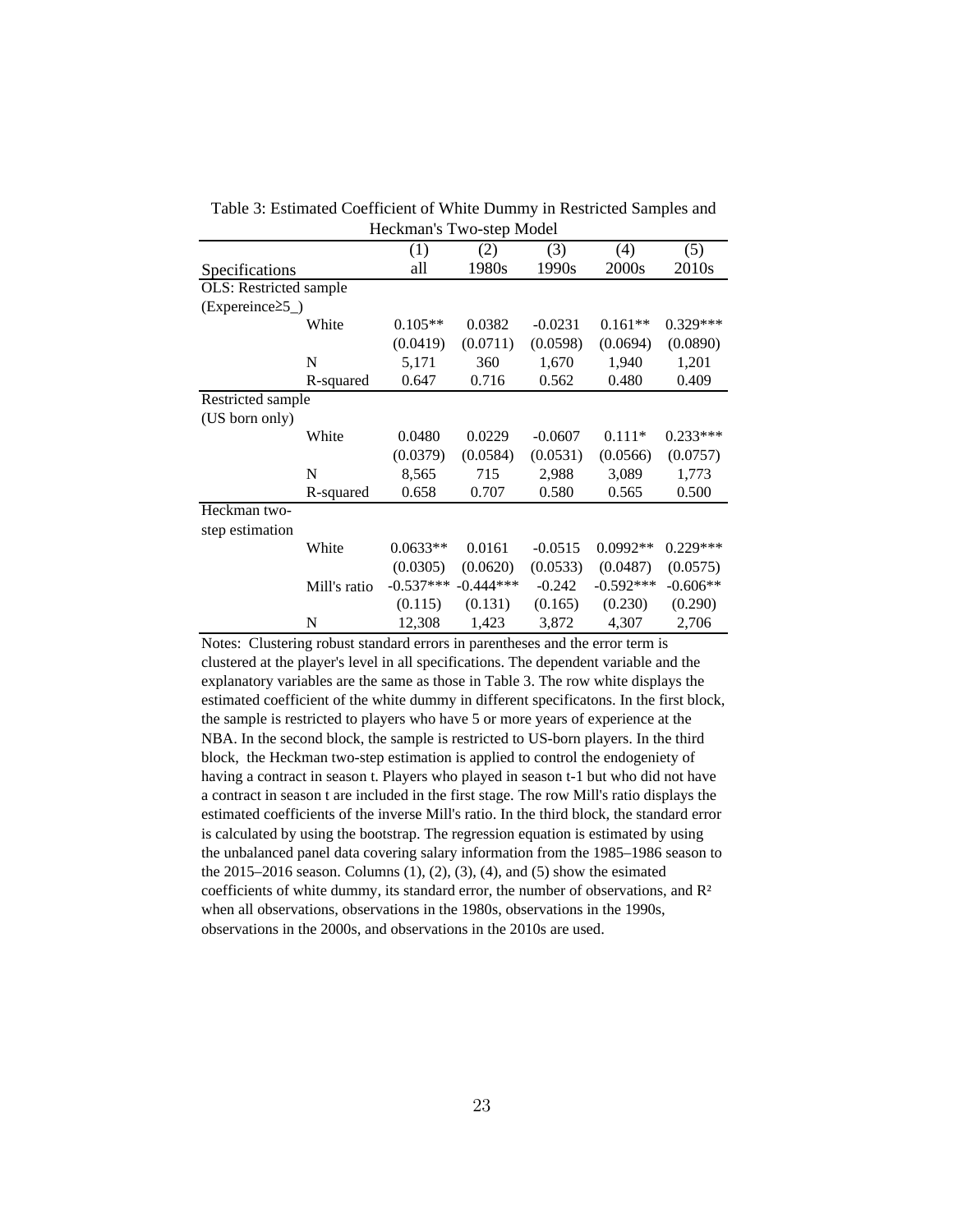Table 3: Estimated Coefficient of White Dummy in Restricted Samples and Heckman's Two-step Model

| Specifications | | (1) all | (2) 1980s | (3) 1990s | (4) 2000s | (5) 2010s |
|---|---|---|---|---|---|---|
| OLS: Restricted sample (Expereince≥5_) | | | | | | |
| | White | 0.105** | 0.0382 | -0.0231 | 0.161** | 0.329*** |
| | | (0.0419) | (0.0711) | (0.0598) | (0.0694) | (0.0890) |
| | N | 5,171 | 360 | 1,670 | 1,940 | 1,201 |
| | R-squared | 0.647 | 0.716 | 0.562 | 0.480 | 0.409 |
| Restricted sample (US born only) | | | | | | |
| | White | 0.0480 | 0.0229 | -0.0607 | 0.111* | 0.233*** |
| | | (0.0379) | (0.0584) | (0.0531) | (0.0566) | (0.0757) |
| | N | 8,565 | 715 | 2,988 | 3,089 | 1,773 |
| | R-squared | 0.658 | 0.707 | 0.580 | 0.565 | 0.500 |
| Heckman two-step estimation | | | | | | |
| | White | 0.0633** | 0.0161 | -0.0515 | 0.0992** | 0.229*** |
| | | (0.0305) | (0.0620) | (0.0533) | (0.0487) | (0.0575) |
| | Mill's ratio | -0.537*** | -0.444*** | -0.242 | -0.592*** | -0.606** |
| | | (0.115) | (0.131) | (0.165) | (0.230) | (0.290) |
| | N | 12,308 | 1,423 | 3,872 | 4,307 | 2,706 |

Notes: Clustering robust standard errors in parentheses and the error term is clustered at the player's level in all specifications. The dependent variable and the explanatory variables are the same as those in Table 3. The row white displays the estimated coefficient of the white dummy in different specificatons. In the first block, the sample is restricted to players who have 5 or more years of experience at the NBA. In the second block, the sample is restricted to US-born players. In the third block, the Heckman two-step estimation is applied to control the endogeniety of having a contract in season t. Players who played in season t-1 but who did not have a contract in season t are included in the first stage. The row Mill's ratio displays the estimated coefficients of the inverse Mill's ratio. In the third block, the standard error is calculated by using the bootstrap. The regression equation is estimated by using the unbalanced panel data covering salary information from the 1985–1986 season to the 2015–2016 season. Columns (1), (2), (3), (4), and (5) show the esimated coefficients of white dummy, its standard error, the number of observations, and $R^2$ when all observations, observations in the 1980s, observations in the 1990s, observations in the 2000s, and observations in the 2010s are used.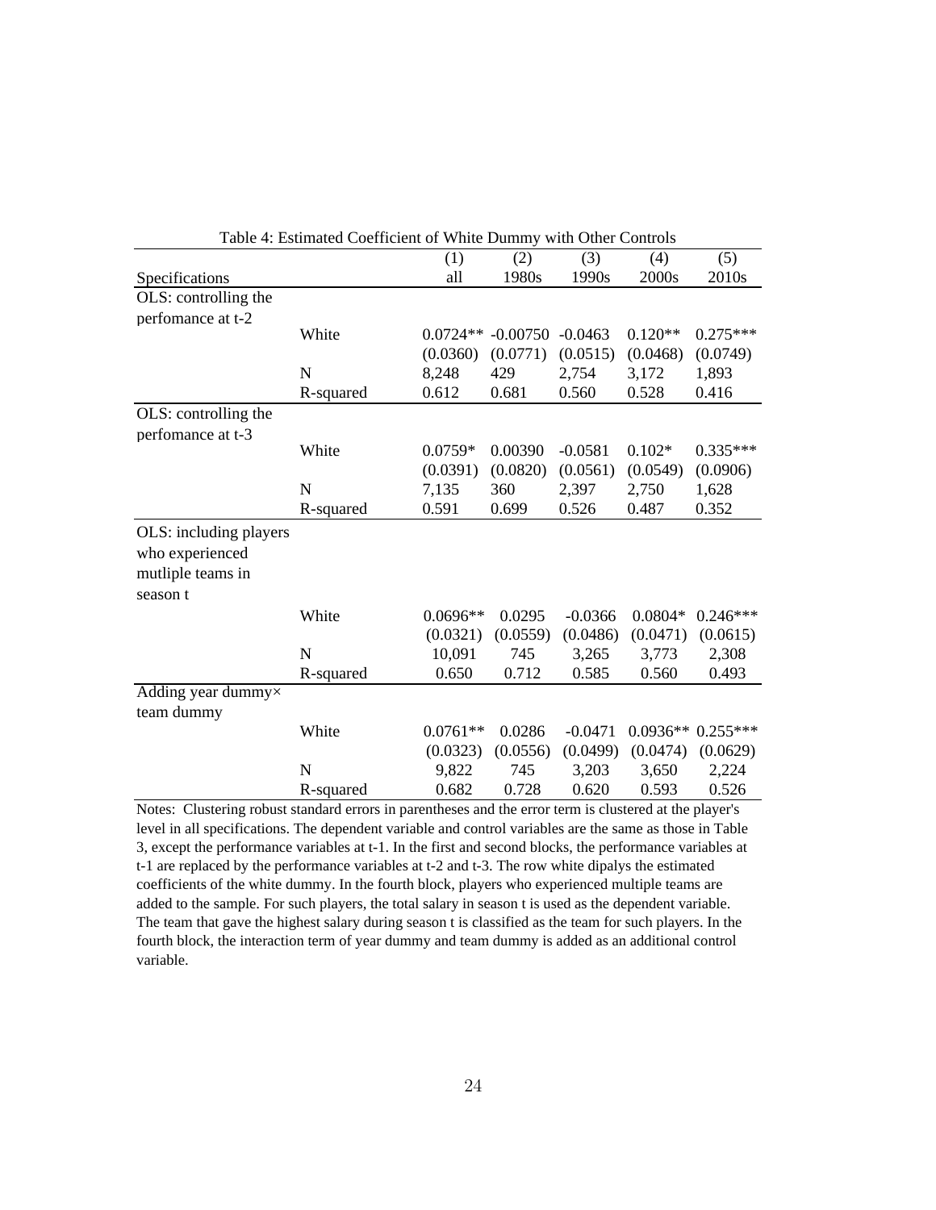Table 4: Estimated Coefficient of White Dummy with Other Controls

| Specifications | | (1) all | (2) 1980s | (3) 1990s | (4) 2000s | (5) 2010s |
|---|---|---|---|---|---|---|
| OLS: controlling the perfomance at t-2 | | | | | | |
| | White | 0.0724** | -0.00750 | -0.0463 | 0.120** | 0.275*** |
| | | (0.0360) | (0.0771) | (0.0515) | (0.0468) | (0.0749) |
| | N | 8,248 | 429 | 2,754 | 3,172 | 1,893 |
| | R-squared | 0.612 | 0.681 | 0.560 | 0.528 | 0.416 |
| OLS: controlling the perfomance at t-3 | | | | | | |
| | White | 0.0759* | 0.00390 | -0.0581 | 0.102* | 0.335*** |
| | | (0.0391) | (0.0820) | (0.0561) | (0.0549) | (0.0906) |
| | N | 7,135 | 360 | 2,397 | 2,750 | 1,628 |
| | R-squared | 0.591 | 0.699 | 0.526 | 0.487 | 0.352 |
| OLS: including players who experienced mutliple teams in season t | | | | | | |
| | White | 0.0696** | 0.0295 | -0.0366 | 0.0804* | 0.246*** |
| | | (0.0321) | (0.0559) | (0.0486) | (0.0471) | (0.0615) |
| | N | 10,091 | 745 | 3,265 | 3,773 | 2,308 |
| | R-squared | 0.650 | 0.712 | 0.585 | 0.560 | 0.493 |
| Adding year dummy× team dummy | | | | | | |
| | White | 0.0761** | 0.0286 | -0.0471 | 0.0936** | 0.255*** |
| | | (0.0323) | (0.0556) | (0.0499) | (0.0474) | (0.0629) |
| | N | 9,822 | 745 | 3,203 | 3,650 | 2,224 |
| | R-squared | 0.682 | 0.728 | 0.620 | 0.593 | 0.526 |

Notes: Clustering robust standard errors in parentheses and the error term is clustered at the player's level in all specifications. The dependent variable and control variables are the same as those in Table 3, except the performance variables at t-1. In the first and second blocks, the performance variables at t-1 are replaced by the performance variables at t-2 and t-3. The row white dipalys the estimated coefficients of the white dummy. In the fourth block, players who experienced multiple teams are added to the sample. For such players, the total salary in season t is used as the dependent variable. The team that gave the highest salary during season t is classified as the team for such players. In the fourth block, the interaction term of year dummy and team dummy is added as an additional control variable.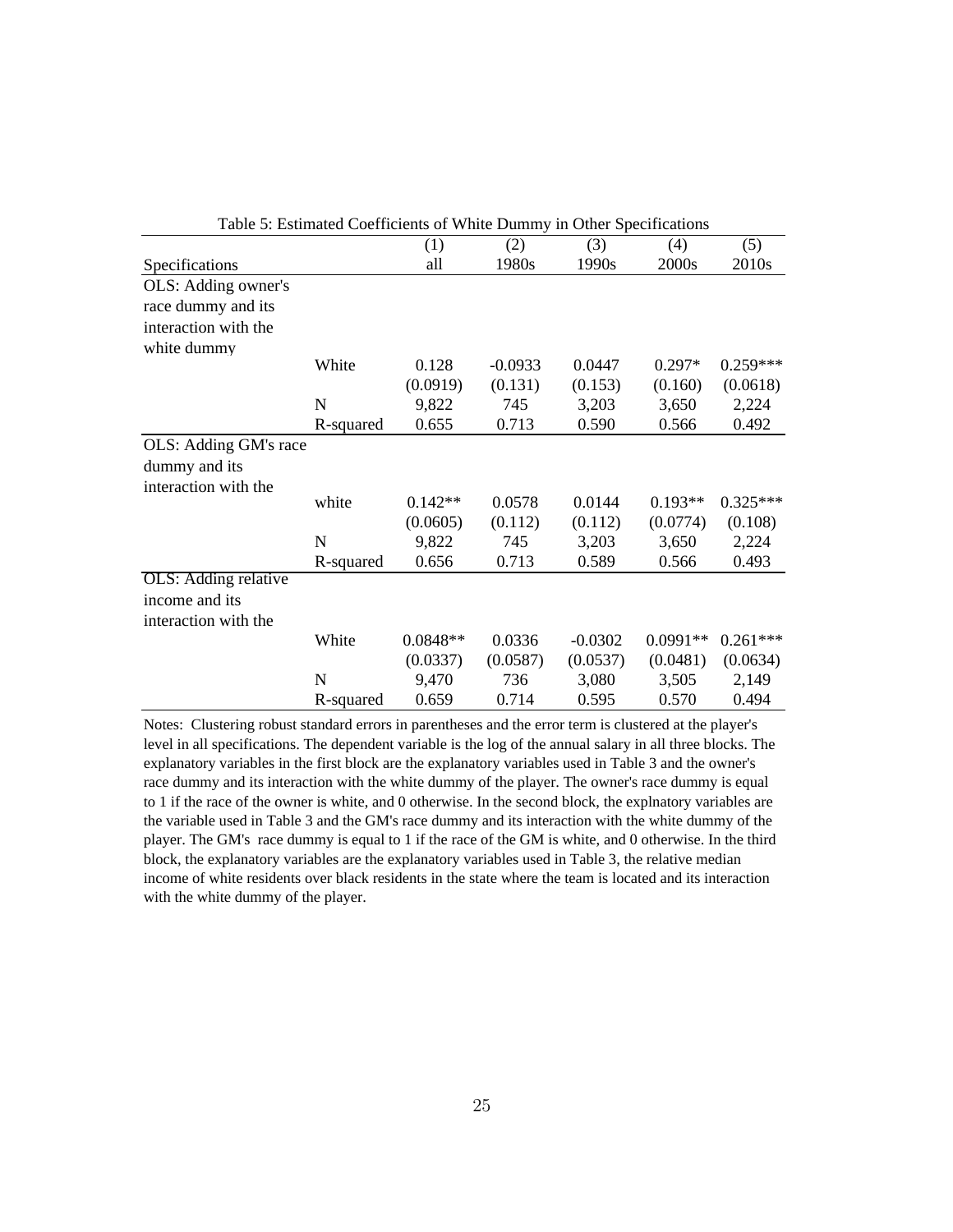Table 5: Estimated Coefficients of White Dummy in Other Specifications

| Specifications | | (1) all | (2) 1980s | (3) 1990s | (4) 2000s | (5) 2010s |
|---|---|---|---|---|---|---|
| OLS: Adding owner's race dummy and its interaction with the white dummy | | | | | | |
| | White | 0.128 | -0.0933 | 0.0447 | 0.297* | 0.259*** |
| | | (0.0919) | (0.131) | (0.153) | (0.160) | (0.0618) |
| | N | 9,822 | 745 | 3,203 | 3,650 | 2,224 |
| | R-squared | 0.655 | 0.713 | 0.590 | 0.566 | 0.492 |
| OLS: Adding GM's race dummy and its interaction with the | | | | | | |
| | white | 0.142** | 0.0578 | 0.0144 | 0.193** | 0.325*** |
| | | (0.0605) | (0.112) | (0.112) | (0.0774) | (0.108) |
| | N | 9,822 | 745 | 3,203 | 3,650 | 2,224 |
| | R-squared | 0.656 | 0.713 | 0.589 | 0.566 | 0.493 |
| OLS: Adding relative income and its interaction with the | | | | | | |
| | White | 0.0848** | 0.0336 | -0.0302 | 0.0991** | 0.261*** |
| | | (0.0337) | (0.0587) | (0.0537) | (0.0481) | (0.0634) |
| | N | 9,470 | 736 | 3,080 | 3,505 | 2,149 |
| | R-squared | 0.659 | 0.714 | 0.595 | 0.570 | 0.494 |

Notes: Clustering robust standard errors in parentheses and the error term is clustered at the player's level in all specifications. The dependent variable is the log of the annual salary in all three blocks. The explanatory variables in the first block are the explanatory variables used in Table 3 and the owner's race dummy and its interaction with the white dummy of the player. The owner's race dummy is equal to 1 if the race of the owner is white, and 0 otherwise. In the second block, the explnatory variables are the variable used in Table 3 and the GM's race dummy and its interaction with the white dummy of the player. The GM's race dummy is equal to 1 if the race of the GM is white, and 0 otherwise. In the third block, the explanatory variables are the explanatory variables used in Table 3, the relative median income of white residents over black residents in the state where the team is located and its interaction with the white dummy of the player.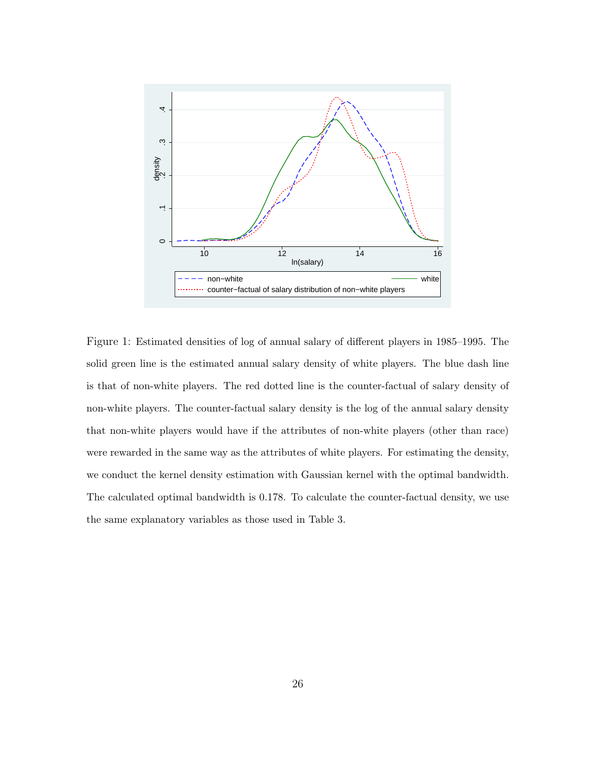Figure 1: Estimated densities of log of annual salary of different players in 1985–1995. The solid green line is the estimated annual salary density of white players. The blue dash line is that of non-white players. The red dotted line is the counter-factual of salary density of non-white players. The counter-factual salary density is the log of the annual salary density that non-white players would have if the attributes of non-white players (other than race) were rewarded in the same way as the attributes of white players. For estimating the density, we conduct the kernel density estimation with Gaussian kernel with the optimal bandwidth. The calculated optimal bandwidth is 0.178. To calculate the counter-factual density, we use the same explanatory variables as those used in Table 3.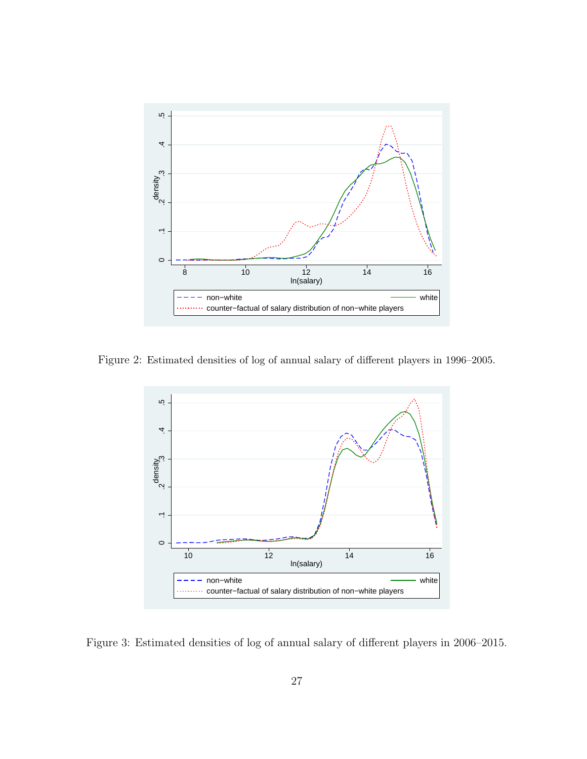Figure 2: Estimated densities of log of annual salary of different players in 1996–2005.

Figure 3: Estimated densities of log of annual salary of different players in 2006–2015.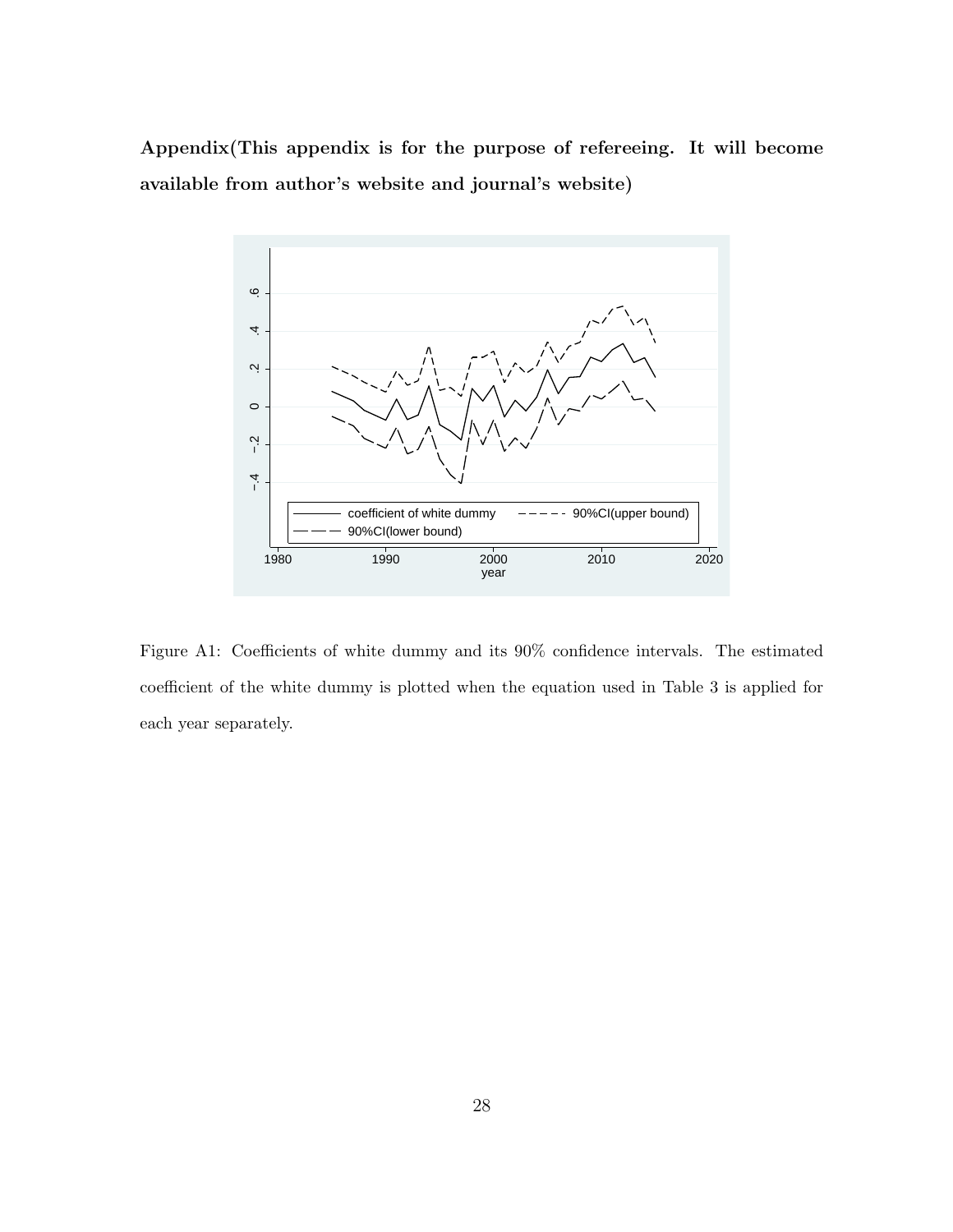**Appendix(This appendix is for the purpose of refereeing. It will become available from author's website and journal's website)**

.6
.4
.2
0
−.2
−.4

coefficient of white dummy
90%CI(upper bound)
90%CI(lower bound)

1980
1990
2000
2010
2020
year

Figure A1: Coefficients of white dummy and its 90% confidence intervals. The estimated coefficient of the white dummy is plotted when the equation used in Table 3 is applied for each year separately.